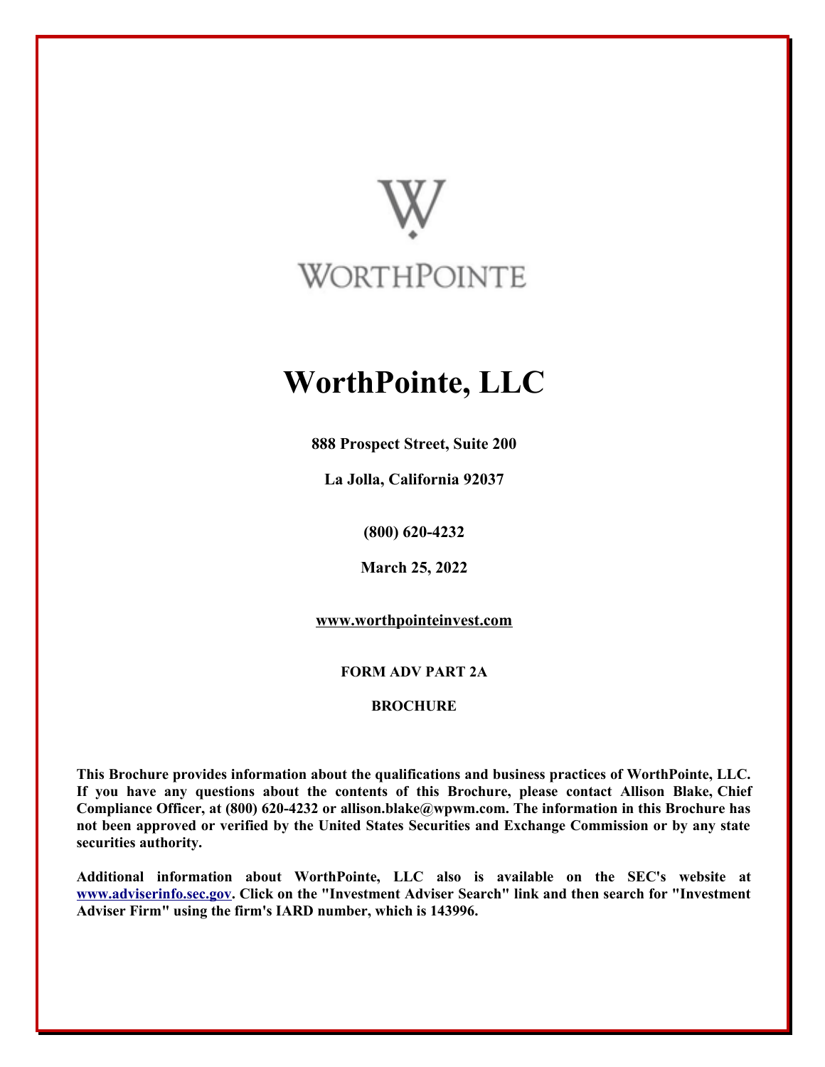WORTHPOINTE

# WorthPointe, LLC

**888 Prospect Street, Suite 200**

**La Jolla, California 92037**

**(800) 620-4232**

**March 25, 2022**

**www.worthpointeinvest.com**

**FORM ADV PART 2A**

**BROCHURE**

**This Brochure provides information about the qualifications and business practices of WorthPointe, LLC. If you have any questions about the contents of this Brochure, please contact Allison Blake, Chief Compliance Officer, at (800) 620-4232 or allison.blake@wpwm.com. The information in this Brochure has not been approved or verified by the United States Securities and Exchange Commission or by any state securities authority.**

**Additional information about WorthPointe, LLC also is available on the SEC's website at www.adviserinfo.sec.gov. Click on the "Investment Adviser Search" link and then search for "Investment Adviser Firm" using the firm's IARD number, which is 143996.**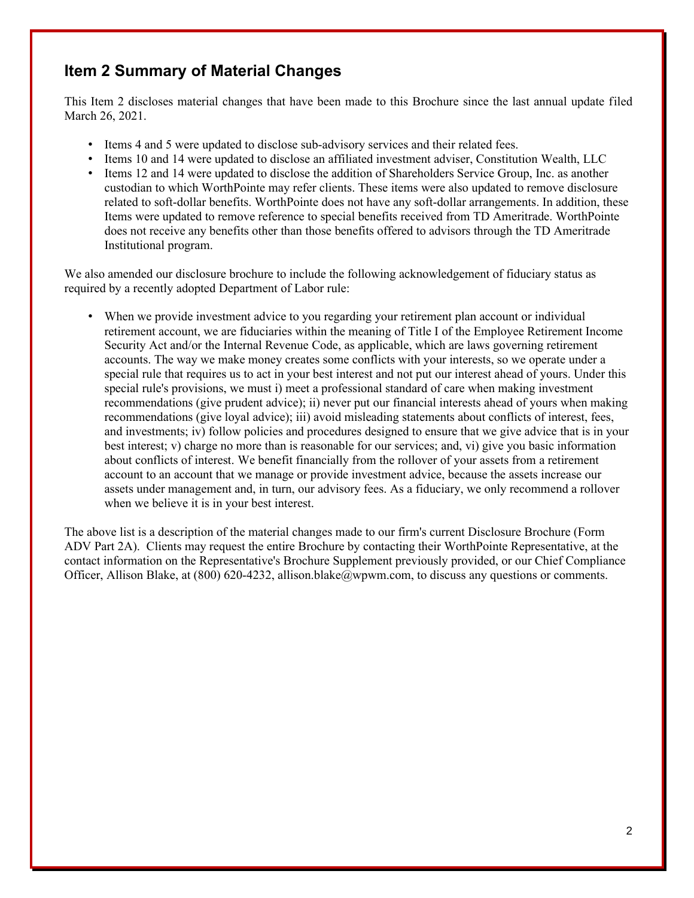## Item 2 Summary of Material Changes

This Item 2 discloses material changes that have been made to this Brochure since the last annual update filed March 26, 2021.

- Items 4 and 5 were updated to disclose sub-advisory services and their related fees.
- Items 10 and 14 were updated to disclose an affiliated investment adviser, Constitution Wealth, LLC
- Items 12 and 14 were updated to disclose the addition of Shareholders Service Group, Inc. as another custodian to which WorthPointe may refer clients. These items were also updated to remove disclosure related to soft-dollar benefits. WorthPointe does not have any soft-dollar arrangements. In addition, these Items were updated to remove reference to special benefits received from TD Ameritrade. WorthPointe does not receive any benefits other than those benefits offered to advisors through the TD Ameritrade Institutional program.

We also amended our disclosure brochure to include the following acknowledgement of fiduciary status as required by a recently adopted Department of Labor rule:

- When we provide investment advice to you regarding your retirement plan account or individual retirement account, we are fiduciaries within the meaning of Title I of the Employee Retirement Income Security Act and/or the Internal Revenue Code, as applicable, which are laws governing retirement accounts. The way we make money creates some conflicts with your interests, so we operate under a special rule that requires us to act in your best interest and not put our interest ahead of yours. Under this special rule's provisions, we must i) meet a professional standard of care when making investment recommendations (give prudent advice); ii) never put our financial interests ahead of yours when making recommendations (give loyal advice); iii) avoid misleading statements about conflicts of interest, fees, and investments; iv) follow policies and procedures designed to ensure that we give advice that is in your best interest; v) charge no more than is reasonable for our services; and, vi) give you basic information about conflicts of interest. We benefit financially from the rollover of your assets from a retirement account to an account that we manage or provide investment advice, because the assets increase our assets under management and, in turn, our advisory fees. As a fiduciary, we only recommend a rollover when we believe it is in your best interest.

The above list is a description of the material changes made to our firm's current Disclosure Brochure (Form ADV Part 2A). Clients may request the entire Brochure by contacting their WorthPointe Representative, at the contact information on the Representative's Brochure Supplement previously provided, or our Chief Compliance Officer, Allison Blake, at (800) 620-4232, allison.blake@wpwm.com, to discuss any questions or comments.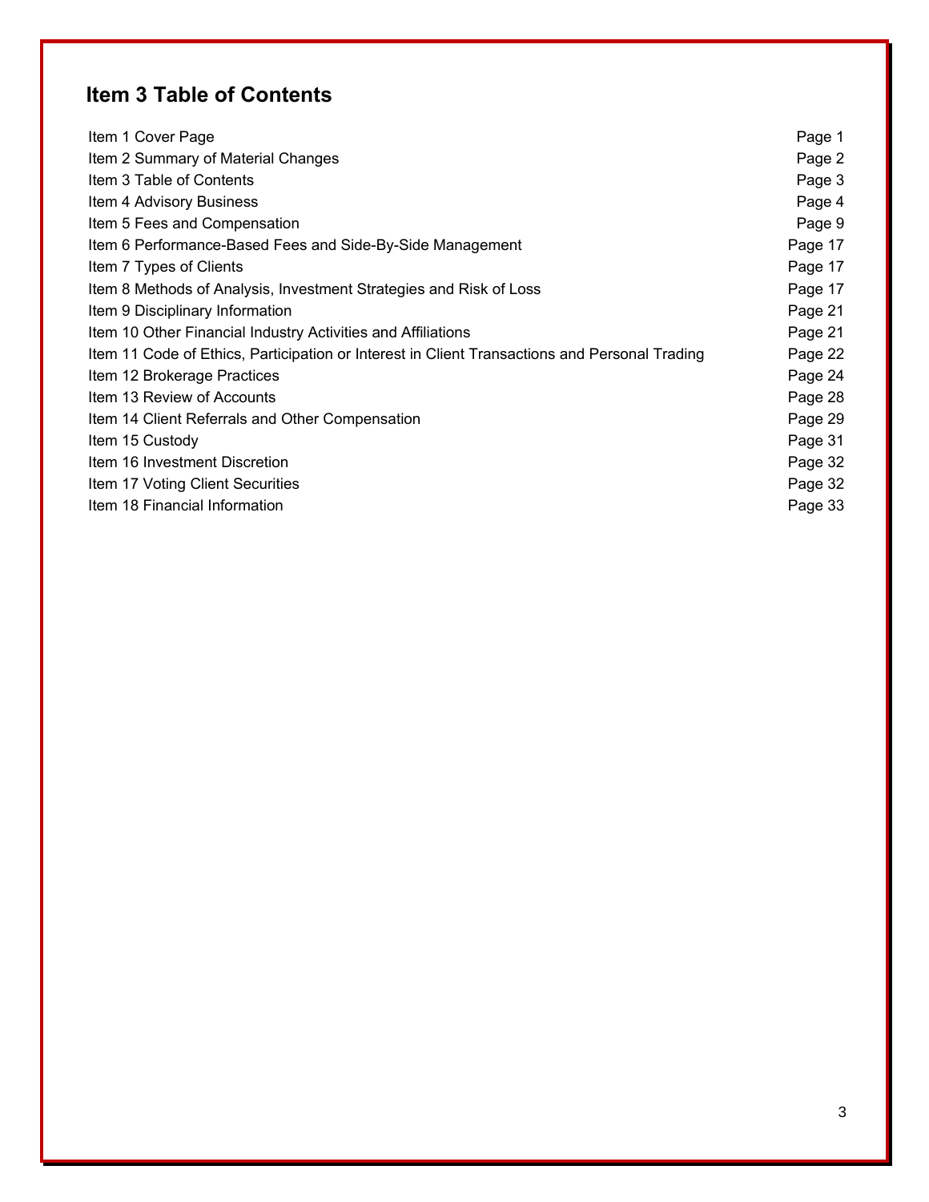## Item 3 Table of Contents

| | |
|---|---|
| Item 1 Cover Page | Page 1 |
| Item 2 Summary of Material Changes | Page 2 |
| Item 3 Table of Contents | Page 3 |
| Item 4 Advisory Business | Page 4 |
| Item 5 Fees and Compensation | Page 9 |
| Item 6 Performance-Based Fees and Side-By-Side Management | Page 17 |
| Item 7 Types of Clients | Page 17 |
| Item 8 Methods of Analysis, Investment Strategies and Risk of Loss | Page 17 |
| Item 9 Disciplinary Information | Page 21 |
| Item 10 Other Financial Industry Activities and Affiliations | Page 21 |
| Item 11 Code of Ethics, Participation or Interest in Client Transactions and Personal Trading | Page 22 |
| Item 12 Brokerage Practices | Page 24 |
| Item 13 Review of Accounts | Page 28 |
| Item 14 Client Referrals and Other Compensation | Page 29 |
| Item 15 Custody | Page 31 |
| Item 16 Investment Discretion | Page 32 |
| Item 17 Voting Client Securities | Page 32 |
| Item 18 Financial Information | Page 33 |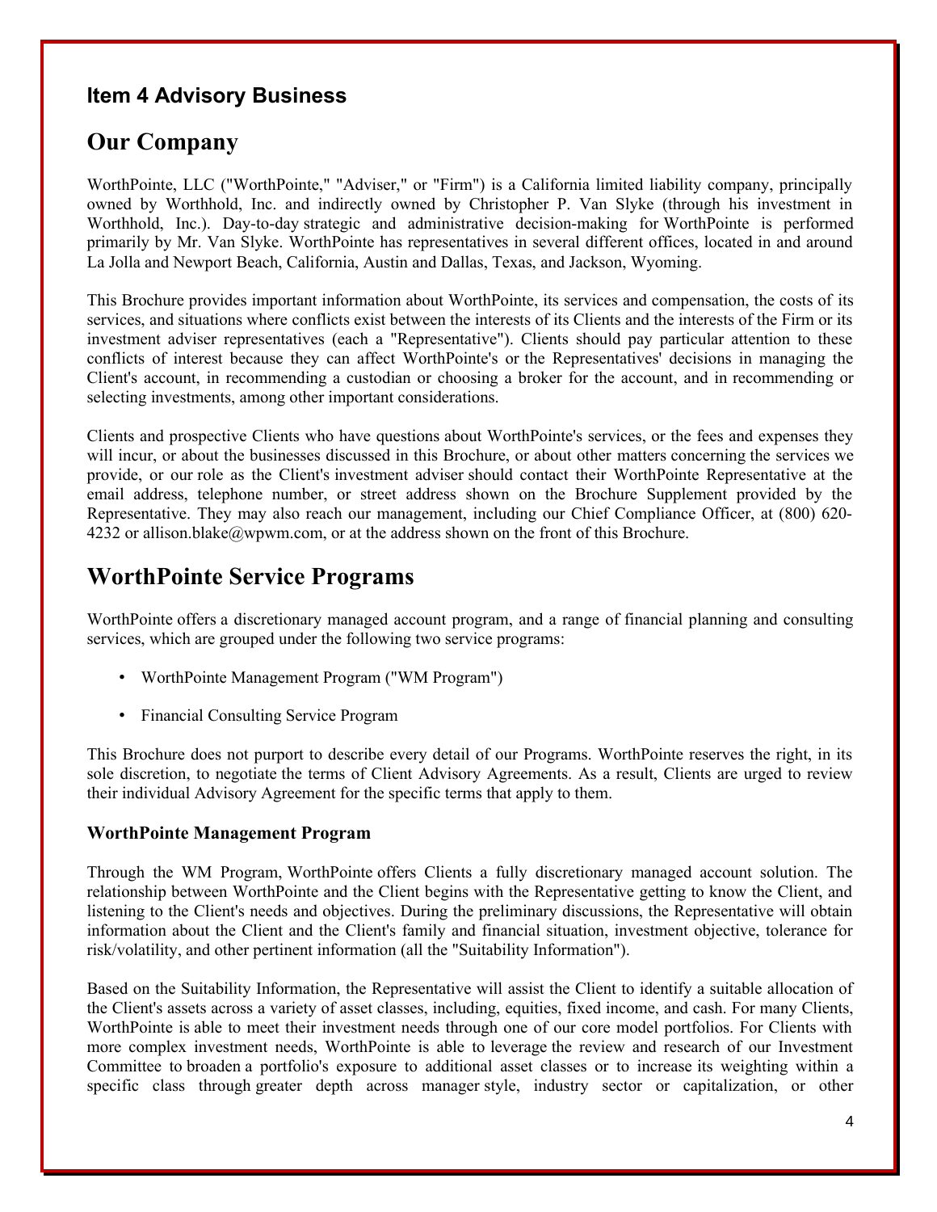## Item 4 Advisory Business

# Our Company

WorthPointe, LLC ("WorthPointe," "Adviser," or "Firm") is a California limited liability company, principally owned by Worthhold, Inc. and indirectly owned by Christopher P. Van Slyke (through his investment in Worthhold, Inc.). Day-to-day strategic and administrative decision-making for WorthPointe is performed primarily by Mr. Van Slyke. WorthPointe has representatives in several different offices, located in and around La Jolla and Newport Beach, California, Austin and Dallas, Texas, and Jackson, Wyoming.

This Brochure provides important information about WorthPointe, its services and compensation, the costs of its services, and situations where conflicts exist between the interests of its Clients and the interests of the Firm or its investment adviser representatives (each a "Representative"). Clients should pay particular attention to these conflicts of interest because they can affect WorthPointe's or the Representatives' decisions in managing the Client's account, in recommending a custodian or choosing a broker for the account, and in recommending or selecting investments, among other important considerations.

Clients and prospective Clients who have questions about WorthPointe's services, or the fees and expenses they will incur, or about the businesses discussed in this Brochure, or about other matters concerning the services we provide, or our role as the Client's investment adviser should contact their WorthPointe Representative at the email address, telephone number, or street address shown on the Brochure Supplement provided by the Representative. They may also reach our management, including our Chief Compliance Officer, at (800) 620-4232 or allison.blake@wpwm.com, or at the address shown on the front of this Brochure.

# WorthPointe Service Programs

WorthPointe offers a discretionary managed account program, and a range of financial planning and consulting services, which are grouped under the following two service programs:

- WorthPointe Management Program ("WM Program")
- Financial Consulting Service Program

This Brochure does not purport to describe every detail of our Programs. WorthPointe reserves the right, in its sole discretion, to negotiate the terms of Client Advisory Agreements. As a result, Clients are urged to review their individual Advisory Agreement for the specific terms that apply to them.

### WorthPointe Management Program

Through the WM Program, WorthPointe offers Clients a fully discretionary managed account solution. The relationship between WorthPointe and the Client begins with the Representative getting to know the Client, and listening to the Client's needs and objectives. During the preliminary discussions, the Representative will obtain information about the Client and the Client's family and financial situation, investment objective, tolerance for risk/volatility, and other pertinent information (all the "Suitability Information").

Based on the Suitability Information, the Representative will assist the Client to identify a suitable allocation of the Client's assets across a variety of asset classes, including, equities, fixed income, and cash. For many Clients, WorthPointe is able to meet their investment needs through one of our core model portfolios. For Clients with more complex investment needs, WorthPointe is able to leverage the review and research of our Investment Committee to broaden a portfolio's exposure to additional asset classes or to increase its weighting within a specific class through greater depth across manager style, industry sector or capitalization, or other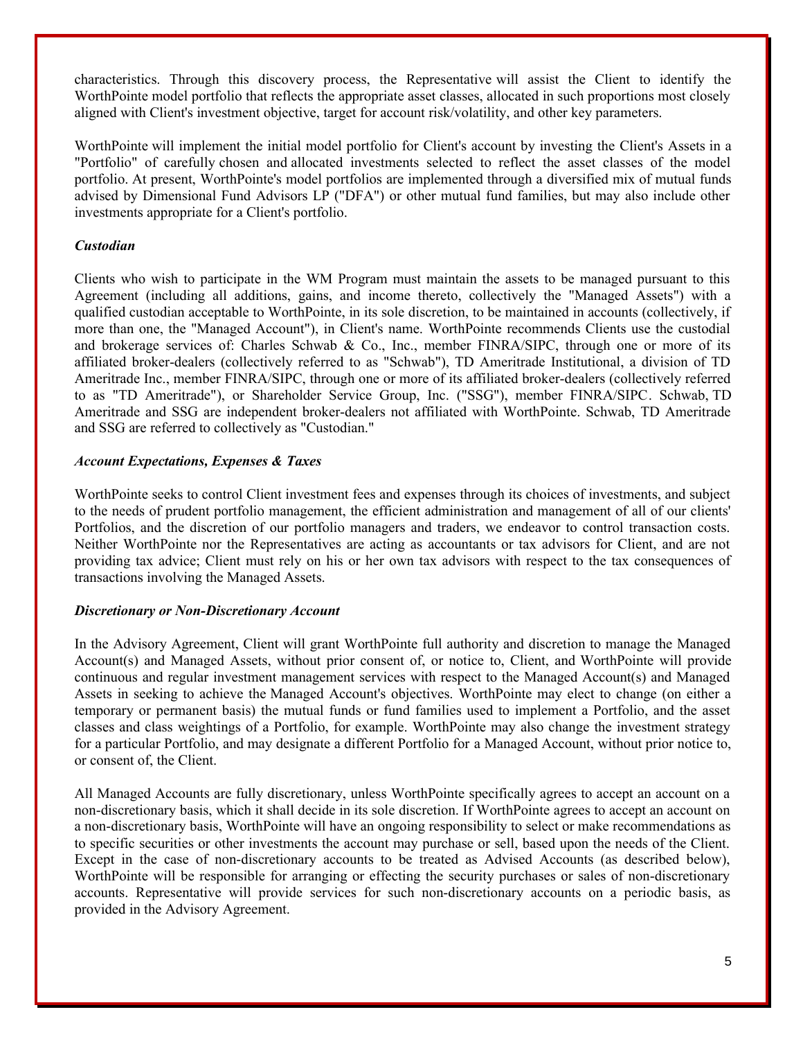characteristics. Through this discovery process, the Representative will assist the Client to identify the WorthPointe model portfolio that reflects the appropriate asset classes, allocated in such proportions most closely aligned with Client's investment objective, target for account risk/volatility, and other key parameters.

WorthPointe will implement the initial model portfolio for Client's account by investing the Client's Assets in a "Portfolio" of carefully chosen and allocated investments selected to reflect the asset classes of the model portfolio. At present, WorthPointe's model portfolios are implemented through a diversified mix of mutual funds advised by Dimensional Fund Advisors LP ("DFA") or other mutual fund families, but may also include other investments appropriate for a Client's portfolio.

***Custodian***

Clients who wish to participate in the WM Program must maintain the assets to be managed pursuant to this Agreement (including all additions, gains, and income thereto, collectively the "Managed Assets") with a qualified custodian acceptable to WorthPointe, in its sole discretion, to be maintained in accounts (collectively, if more than one, the "Managed Account"), in Client's name. WorthPointe recommends Clients use the custodial and brokerage services of: Charles Schwab & Co., Inc., member FINRA/SIPC, through one or more of its affiliated broker-dealers (collectively referred to as "Schwab"), TD Ameritrade Institutional, a division of TD Ameritrade Inc., member FINRA/SIPC, through one or more of its affiliated broker-dealers (collectively referred to as "TD Ameritrade"), or Shareholder Service Group, Inc. ("SSG"), member FINRA/SIPC. Schwab, TD Ameritrade and SSG are independent broker-dealers not affiliated with WorthPointe. Schwab, TD Ameritrade and SSG are referred to collectively as "Custodian."

***Account Expectations, Expenses & Taxes***

WorthPointe seeks to control Client investment fees and expenses through its choices of investments, and subject to the needs of prudent portfolio management, the efficient administration and management of all of our clients' Portfolios, and the discretion of our portfolio managers and traders, we endeavor to control transaction costs. Neither WorthPointe nor the Representatives are acting as accountants or tax advisors for Client, and are not providing tax advice; Client must rely on his or her own tax advisors with respect to the tax consequences of transactions involving the Managed Assets.

***Discretionary or Non-Discretionary Account***

In the Advisory Agreement, Client will grant WorthPointe full authority and discretion to manage the Managed Account(s) and Managed Assets, without prior consent of, or notice to, Client, and WorthPointe will provide continuous and regular investment management services with respect to the Managed Account(s) and Managed Assets in seeking to achieve the Managed Account's objectives. WorthPointe may elect to change (on either a temporary or permanent basis) the mutual funds or fund families used to implement a Portfolio, and the asset classes and class weightings of a Portfolio, for example. WorthPointe may also change the investment strategy for a particular Portfolio, and may designate a different Portfolio for a Managed Account, without prior notice to, or consent of, the Client.

All Managed Accounts are fully discretionary, unless WorthPointe specifically agrees to accept an account on a non-discretionary basis, which it shall decide in its sole discretion. If WorthPointe agrees to accept an account on a non-discretionary basis, WorthPointe will have an ongoing responsibility to select or make recommendations as to specific securities or other investments the account may purchase or sell, based upon the needs of the Client. Except in the case of non-discretionary accounts to be treated as Advised Accounts (as described below), WorthPointe will be responsible for arranging or effecting the security purchases or sales of non-discretionary accounts. Representative will provide services for such non-discretionary accounts on a periodic basis, as provided in the Advisory Agreement.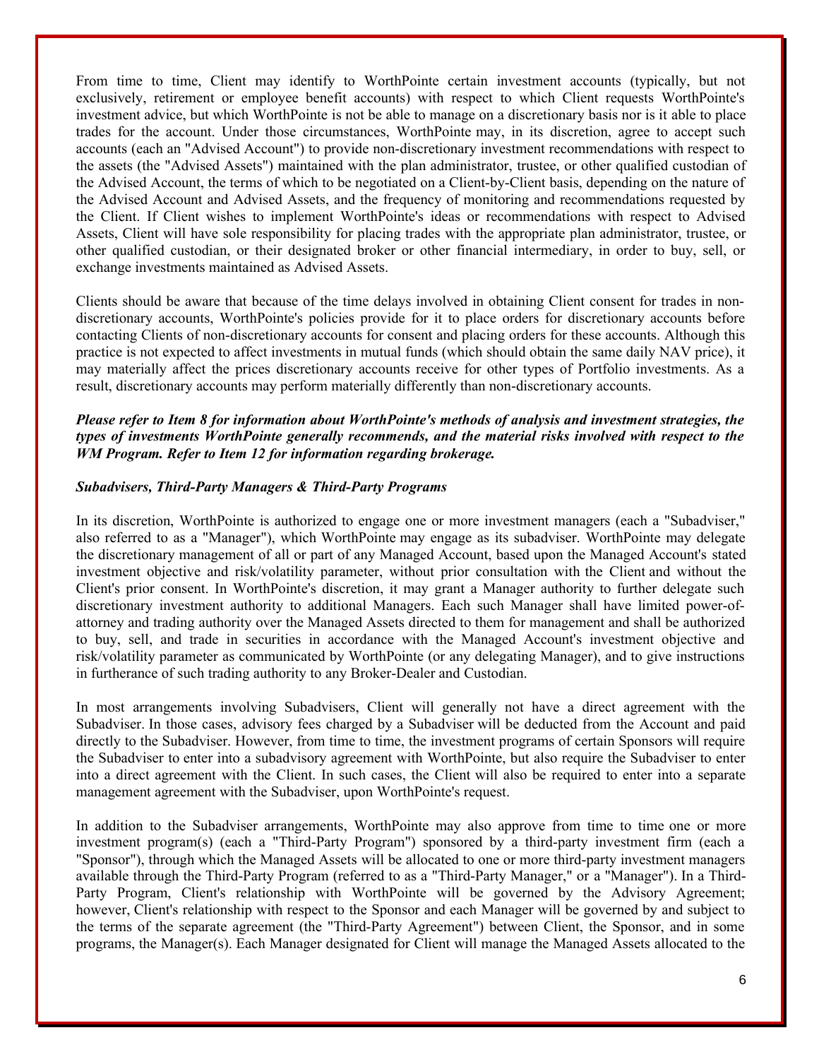From time to time, Client may identify to WorthPointe certain investment accounts (typically, but not exclusively, retirement or employee benefit accounts) with respect to which Client requests WorthPointe's investment advice, but which WorthPointe is not be able to manage on a discretionary basis nor is it able to place trades for the account. Under those circumstances, WorthPointe may, in its discretion, agree to accept such accounts (each an "Advised Account") to provide non-discretionary investment recommendations with respect to the assets (the "Advised Assets") maintained with the plan administrator, trustee, or other qualified custodian of the Advised Account, the terms of which to be negotiated on a Client-by-Client basis, depending on the nature of the Advised Account and Advised Assets, and the frequency of monitoring and recommendations requested by the Client. If Client wishes to implement WorthPointe's ideas or recommendations with respect to Advised Assets, Client will have sole responsibility for placing trades with the appropriate plan administrator, trustee, or other qualified custodian, or their designated broker or other financial intermediary, in order to buy, sell, or exchange investments maintained as Advised Assets.

Clients should be aware that because of the time delays involved in obtaining Client consent for trades in non-discretionary accounts, WorthPointe's policies provide for it to place orders for discretionary accounts before contacting Clients of non-discretionary accounts for consent and placing orders for these accounts. Although this practice is not expected to affect investments in mutual funds (which should obtain the same daily NAV price), it may materially affect the prices discretionary accounts receive for other types of Portfolio investments. As a result, discretionary accounts may perform materially differently than non-discretionary accounts.

***Please refer to Item 8 for information about WorthPointe's methods of analysis and investment strategies, the types of investments WorthPointe generally recommends, and the material risks involved with respect to the WM Program. Refer to Item 12 for information regarding brokerage.***

***Subadvisers, Third-Party Managers & Third-Party Programs***

In its discretion, WorthPointe is authorized to engage one or more investment managers (each a "Subadviser," also referred to as a "Manager"), which WorthPointe may engage as its subadviser. WorthPointe may delegate the discretionary management of all or part of any Managed Account, based upon the Managed Account's stated investment objective and risk/volatility parameter, without prior consultation with the Client and without the Client's prior consent. In WorthPointe's discretion, it may grant a Manager authority to further delegate such discretionary investment authority to additional Managers. Each such Manager shall have limited power-of-attorney and trading authority over the Managed Assets directed to them for management and shall be authorized to buy, sell, and trade in securities in accordance with the Managed Account's investment objective and risk/volatility parameter as communicated by WorthPointe (or any delegating Manager), and to give instructions in furtherance of such trading authority to any Broker-Dealer and Custodian.

In most arrangements involving Subadvisers, Client will generally not have a direct agreement with the Subadviser. In those cases, advisory fees charged by a Subadviser will be deducted from the Account and paid directly to the Subadviser. However, from time to time, the investment programs of certain Sponsors will require the Subadviser to enter into a subadvisory agreement with WorthPointe, but also require the Subadviser to enter into a direct agreement with the Client. In such cases, the Client will also be required to enter into a separate management agreement with the Subadviser, upon WorthPointe's request.

In addition to the Subadviser arrangements, WorthPointe may also approve from time to time one or more investment program(s) (each a "Third-Party Program") sponsored by a third-party investment firm (each a "Sponsor"), through which the Managed Assets will be allocated to one or more third-party investment managers available through the Third-Party Program (referred to as a "Third-Party Manager," or a "Manager"). In a Third-Party Program, Client's relationship with WorthPointe will be governed by the Advisory Agreement; however, Client's relationship with respect to the Sponsor and each Manager will be governed by and subject to the terms of the separate agreement (the "Third-Party Agreement") between Client, the Sponsor, and in some programs, the Manager(s). Each Manager designated for Client will manage the Managed Assets allocated to the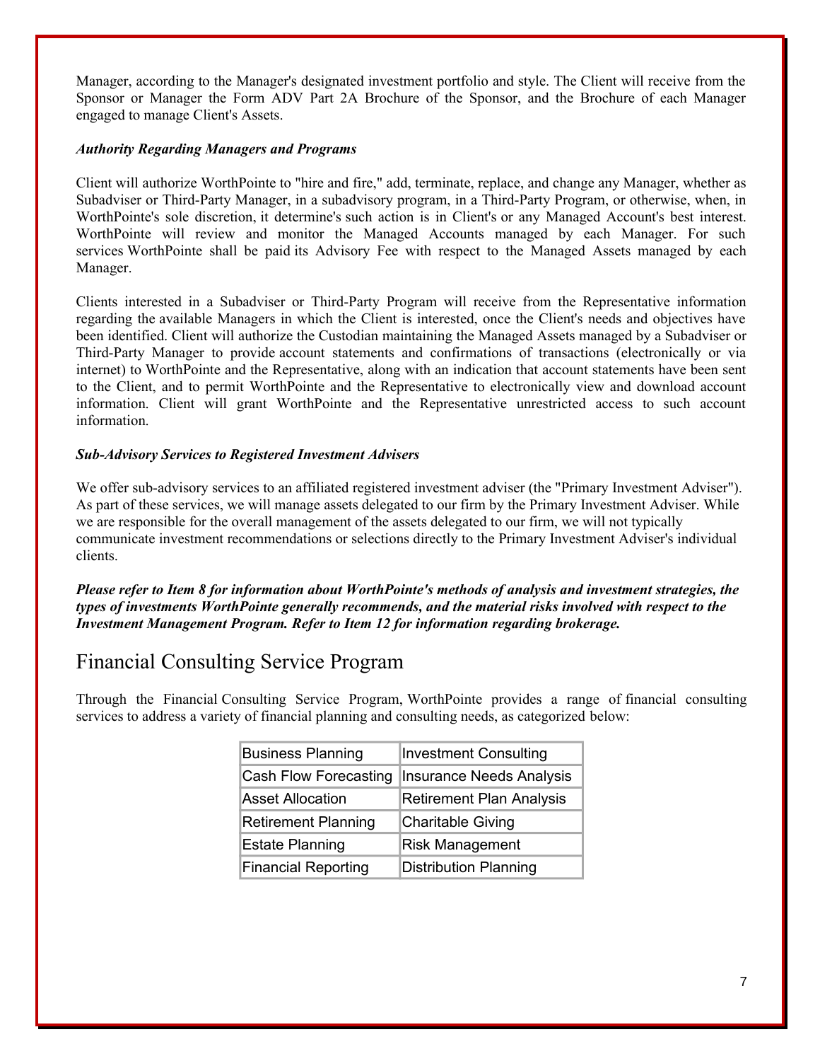Manager, according to the Manager's designated investment portfolio and style. The Client will receive from the Sponsor or Manager the Form ADV Part 2A Brochure of the Sponsor, and the Brochure of each Manager engaged to manage Client's Assets.

***Authority Regarding Managers and Programs***

Client will authorize WorthPointe to "hire and fire," add, terminate, replace, and change any Manager, whether as Subadviser or Third-Party Manager, in a subadvisory program, in a Third-Party Program, or otherwise, when, in WorthPointe's sole discretion, it determine's such action is in Client's or any Managed Account's best interest. WorthPointe will review and monitor the Managed Accounts managed by each Manager. For such services WorthPointe shall be paid its Advisory Fee with respect to the Managed Assets managed by each Manager.

Clients interested in a Subadviser or Third-Party Program will receive from the Representative information regarding the available Managers in which the Client is interested, once the Client's needs and objectives have been identified. Client will authorize the Custodian maintaining the Managed Assets managed by a Subadviser or Third-Party Manager to provide account statements and confirmations of transactions (electronically or via internet) to WorthPointe and the Representative, along with an indication that account statements have been sent to the Client, and to permit WorthPointe and the Representative to electronically view and download account information. Client will grant WorthPointe and the Representative unrestricted access to such account information.

***Sub-Advisory Services to Registered Investment Advisers***

We offer sub-advisory services to an affiliated registered investment adviser (the "Primary Investment Adviser"). As part of these services, we will manage assets delegated to our firm by the Primary Investment Adviser. While we are responsible for the overall management of the assets delegated to our firm, we will not typically communicate investment recommendations or selections directly to the Primary Investment Adviser's individual clients.

***Please refer to Item 8 for information about WorthPointe's methods of analysis and investment strategies, the types of investments WorthPointe generally recommends, and the material risks involved with respect to the Investment Management Program. Refer to Item 12 for information regarding brokerage.***

## Financial Consulting Service Program

Through the Financial Consulting Service Program, WorthPointe provides a range of financial consulting services to address a variety of financial planning and consulting needs, as categorized below:

| | |
|---|---|
| Business Planning | Investment Consulting |
| Cash Flow Forecasting | Insurance Needs Analysis |
| Asset Allocation | Retirement Plan Analysis |
| Retirement Planning | Charitable Giving |
| Estate Planning | Risk Management |
| Financial Reporting | Distribution Planning |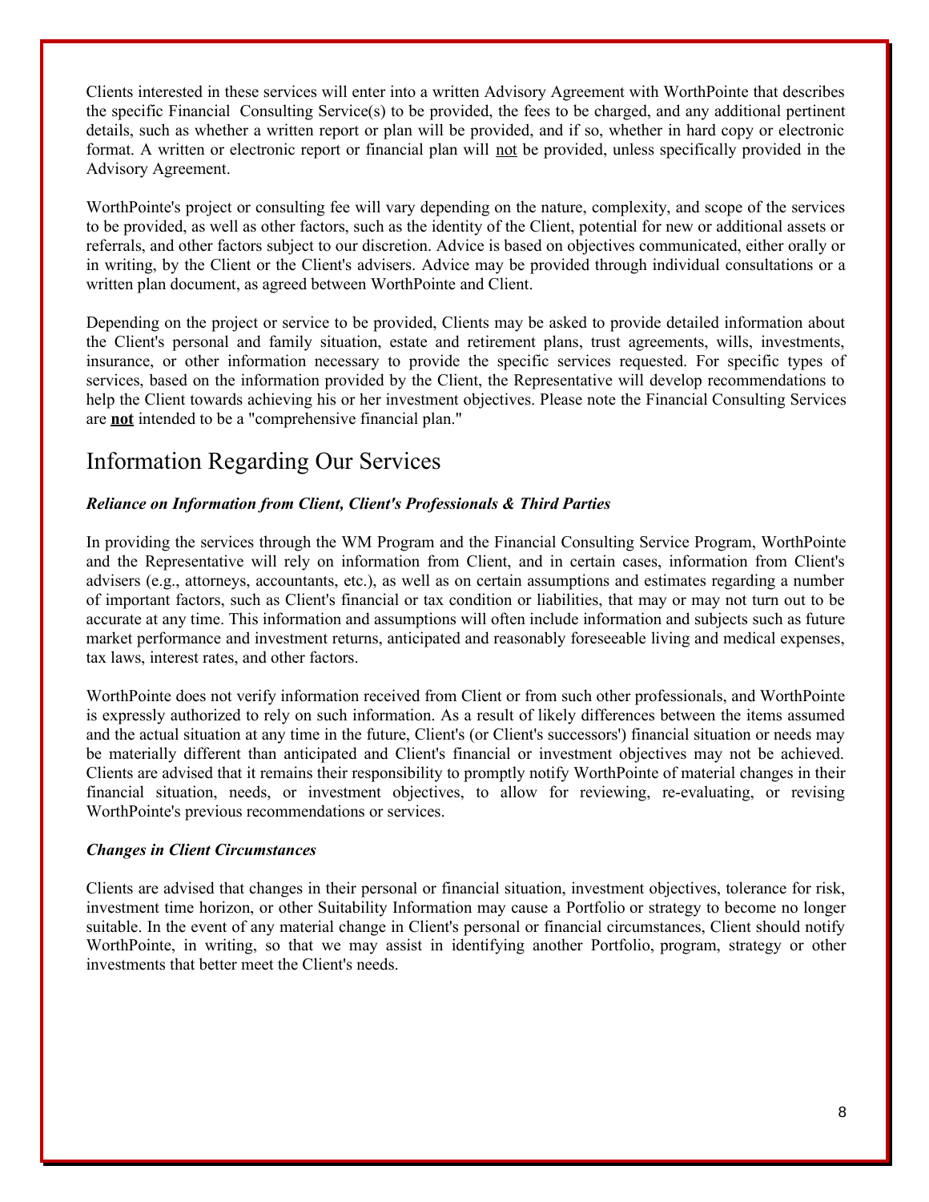Clients interested in these services will enter into a written Advisory Agreement with WorthPointe that describes the specific Financial Consulting Service(s) to be provided, the fees to be charged, and any additional pertinent details, such as whether a written report or plan will be provided, and if so, whether in hard copy or electronic format. A written or electronic report or financial plan will not be provided, unless specifically provided in the Advisory Agreement.

WorthPointe's project or consulting fee will vary depending on the nature, complexity, and scope of the services to be provided, as well as other factors, such as the identity of the Client, potential for new or additional assets or referrals, and other factors subject to our discretion. Advice is based on objectives communicated, either orally or in writing, by the Client or the Client's advisers. Advice may be provided through individual consultations or a written plan document, as agreed between WorthPointe and Client.

Depending on the project or service to be provided, Clients may be asked to provide detailed information about the Client's personal and family situation, estate and retirement plans, trust agreements, wills, investments, insurance, or other information necessary to provide the specific services requested. For specific types of services, based on the information provided by the Client, the Representative will develop recommendations to help the Client towards achieving his or her investment objectives. Please note the Financial Consulting Services are **not** intended to be a "comprehensive financial plan."

## Information Regarding Our Services

***Reliance on Information from Client, Client's Professionals & Third Parties***

In providing the services through the WM Program and the Financial Consulting Service Program, WorthPointe and the Representative will rely on information from Client, and in certain cases, information from Client's advisers (e.g., attorneys, accountants, etc.), as well as on certain assumptions and estimates regarding a number of important factors, such as Client's financial or tax condition or liabilities, that may or may not turn out to be accurate at any time. This information and assumptions will often include information and subjects such as future market performance and investment returns, anticipated and reasonably foreseeable living and medical expenses, tax laws, interest rates, and other factors.

WorthPointe does not verify information received from Client or from such other professionals, and WorthPointe is expressly authorized to rely on such information. As a result of likely differences between the items assumed and the actual situation at any time in the future, Client's (or Client's successors') financial situation or needs may be materially different than anticipated and Client's financial or investment objectives may not be achieved. Clients are advised that it remains their responsibility to promptly notify WorthPointe of material changes in their financial situation, needs, or investment objectives, to allow for reviewing, re-evaluating, or revising WorthPointe's previous recommendations or services.

***Changes in Client Circumstances***

Clients are advised that changes in their personal or financial situation, investment objectives, tolerance for risk, investment time horizon, or other Suitability Information may cause a Portfolio or strategy to become no longer suitable. In the event of any material change in Client's personal or financial circumstances, Client should notify WorthPointe, in writing, so that we may assist in identifying another Portfolio, program, strategy or other investments that better meet the Client's needs.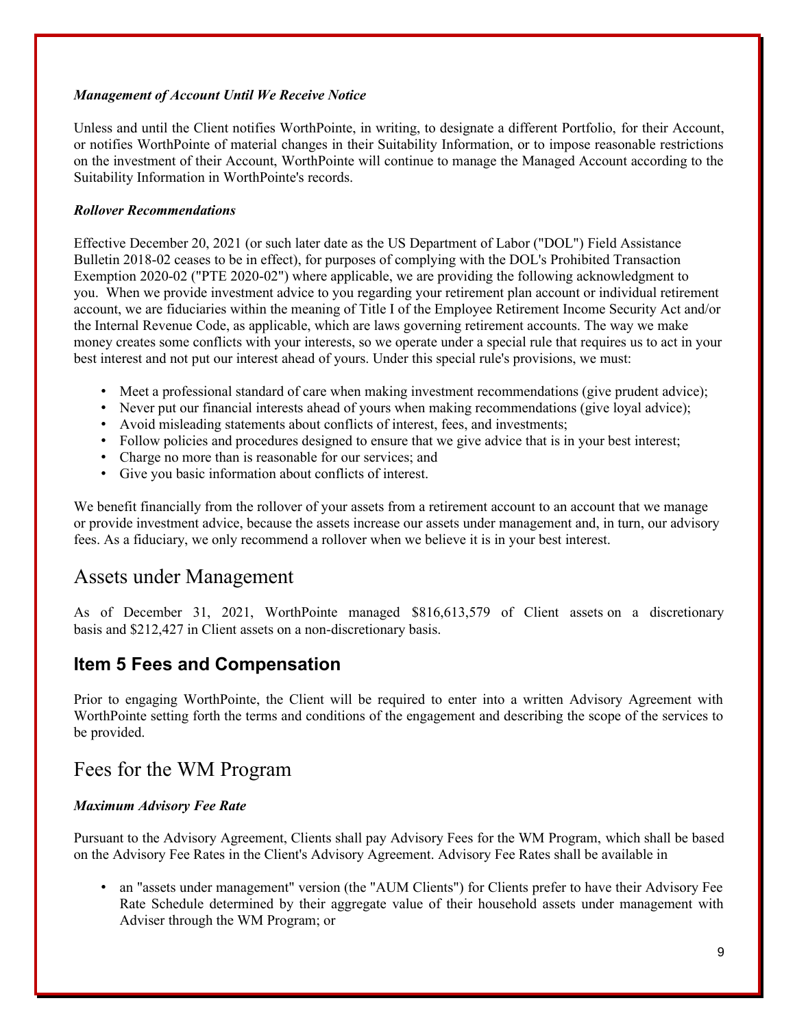***Management of Account Until We Receive Notice***

Unless and until the Client notifies WorthPointe, in writing, to designate a different Portfolio, for their Account, or notifies WorthPointe of material changes in their Suitability Information, or to impose reasonable restrictions on the investment of their Account, WorthPointe will continue to manage the Managed Account according to the Suitability Information in WorthPointe's records.

***Rollover Recommendations***

Effective December 20, 2021 (or such later date as the US Department of Labor ("DOL") Field Assistance Bulletin 2018-02 ceases to be in effect), for purposes of complying with the DOL's Prohibited Transaction Exemption 2020-02 ("PTE 2020-02") where applicable, we are providing the following acknowledgment to you. When we provide investment advice to you regarding your retirement plan account or individual retirement account, we are fiduciaries within the meaning of Title I of the Employee Retirement Income Security Act and/or the Internal Revenue Code, as applicable, which are laws governing retirement accounts. The way we make money creates some conflicts with your interests, so we operate under a special rule that requires us to act in your best interest and not put our interest ahead of yours. Under this special rule's provisions, we must:

- Meet a professional standard of care when making investment recommendations (give prudent advice);
- Never put our financial interests ahead of yours when making recommendations (give loyal advice);
- Avoid misleading statements about conflicts of interest, fees, and investments;
- Follow policies and procedures designed to ensure that we give advice that is in your best interest;
- Charge no more than is reasonable for our services; and
- Give you basic information about conflicts of interest.

We benefit financially from the rollover of your assets from a retirement account to an account that we manage or provide investment advice, because the assets increase our assets under management and, in turn, our advisory fees. As a fiduciary, we only recommend a rollover when we believe it is in your best interest.

## Assets under Management

As of December 31, 2021, WorthPointe managed $816,613,579 of Client assets on a discretionary basis and $212,427 in Client assets on a non-discretionary basis.

# Item 5 Fees and Compensation

Prior to engaging WorthPointe, the Client will be required to enter into a written Advisory Agreement with WorthPointe setting forth the terms and conditions of the engagement and describing the scope of the services to be provided.

## Fees for the WM Program

***Maximum Advisory Fee Rate***

Pursuant to the Advisory Agreement, Clients shall pay Advisory Fees for the WM Program, which shall be based on the Advisory Fee Rates in the Client's Advisory Agreement. Advisory Fee Rates shall be available in

- an "assets under management" version (the "AUM Clients") for Clients prefer to have their Advisory Fee Rate Schedule determined by their aggregate value of their household assets under management with Adviser through the WM Program; or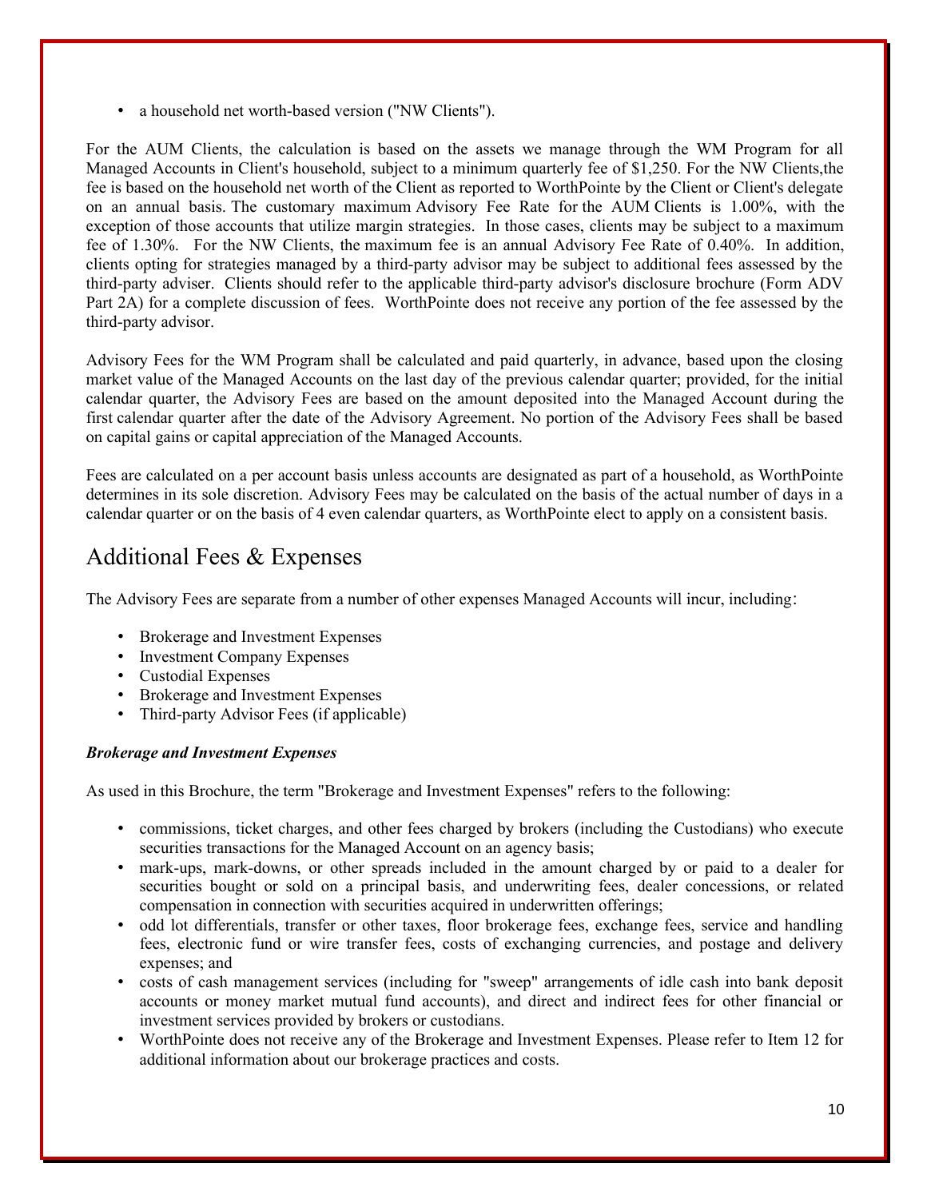- a household net worth-based version ("NW Clients").

For the AUM Clients, the calculation is based on the assets we manage through the WM Program for all Managed Accounts in Client's household, subject to a minimum quarterly fee of $1,250. For the NW Clients,the fee is based on the household net worth of the Client as reported to WorthPointe by the Client or Client's delegate on an annual basis. The customary maximum Advisory Fee Rate for the AUM Clients is 1.00%, with the exception of those accounts that utilize margin strategies. In those cases, clients may be subject to a maximum fee of 1.30%. For the NW Clients, the maximum fee is an annual Advisory Fee Rate of 0.40%. In addition, clients opting for strategies managed by a third-party advisor may be subject to additional fees assessed by the third-party adviser. Clients should refer to the applicable third-party advisor's disclosure brochure (Form ADV Part 2A) for a complete discussion of fees. WorthPointe does not receive any portion of the fee assessed by the third-party advisor.

Advisory Fees for the WM Program shall be calculated and paid quarterly, in advance, based upon the closing market value of the Managed Accounts on the last day of the previous calendar quarter; provided, for the initial calendar quarter, the Advisory Fees are based on the amount deposited into the Managed Account during the first calendar quarter after the date of the Advisory Agreement. No portion of the Advisory Fees shall be based on capital gains or capital appreciation of the Managed Accounts.

Fees are calculated on a per account basis unless accounts are designated as part of a household, as WorthPointe determines in its sole discretion. Advisory Fees may be calculated on the basis of the actual number of days in a calendar quarter or on the basis of 4 even calendar quarters, as WorthPointe elect to apply on a consistent basis.

## Additional Fees & Expenses

The Advisory Fees are separate from a number of other expenses Managed Accounts will incur, including:

- Brokerage and Investment Expenses
- Investment Company Expenses
- Custodial Expenses
- Brokerage and Investment Expenses
- Third-party Advisor Fees (if applicable)

***Brokerage and Investment Expenses***

As used in this Brochure, the term "Brokerage and Investment Expenses" refers to the following:

- commissions, ticket charges, and other fees charged by brokers (including the Custodians) who execute securities transactions for the Managed Account on an agency basis;
- mark-ups, mark-downs, or other spreads included in the amount charged by or paid to a dealer for securities bought or sold on a principal basis, and underwriting fees, dealer concessions, or related compensation in connection with securities acquired in underwritten offerings;
- odd lot differentials, transfer or other taxes, floor brokerage fees, exchange fees, service and handling fees, electronic fund or wire transfer fees, costs of exchanging currencies, and postage and delivery expenses; and
- costs of cash management services (including for "sweep" arrangements of idle cash into bank deposit accounts or money market mutual fund accounts), and direct and indirect fees for other financial or investment services provided by brokers or custodians.
- WorthPointe does not receive any of the Brokerage and Investment Expenses. Please refer to Item 12 for additional information about our brokerage practices and costs.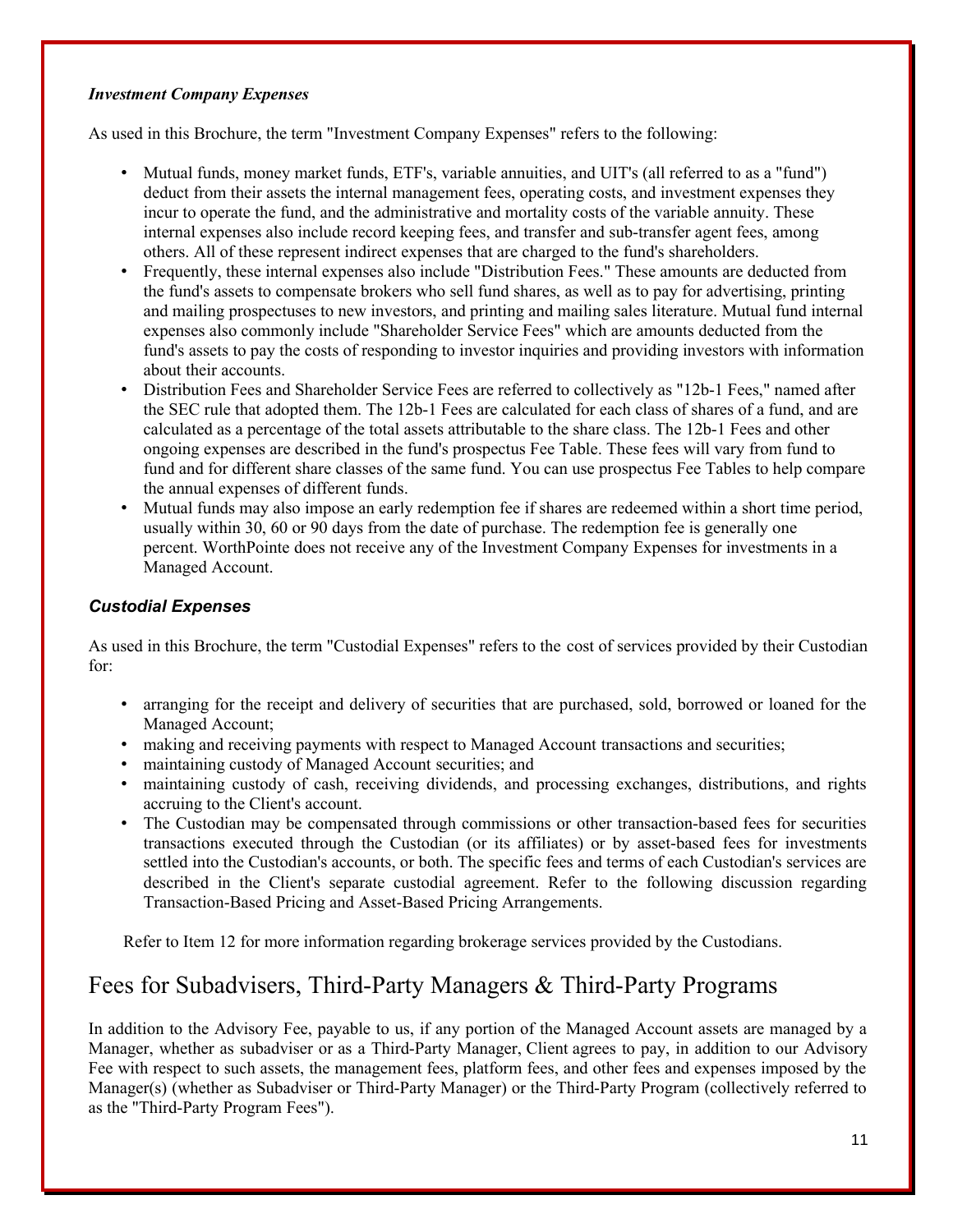### *Investment Company Expenses*

As used in this Brochure, the term "Investment Company Expenses" refers to the following:

- Mutual funds, money market funds, ETF's, variable annuities, and UIT's (all referred to as a "fund") deduct from their assets the internal management fees, operating costs, and investment expenses they incur to operate the fund, and the administrative and mortality costs of the variable annuity. These internal expenses also include record keeping fees, and transfer and sub-transfer agent fees, among others. All of these represent indirect expenses that are charged to the fund's shareholders.
- Frequently, these internal expenses also include "Distribution Fees." These amounts are deducted from the fund's assets to compensate brokers who sell fund shares, as well as to pay for advertising, printing and mailing prospectuses to new investors, and printing and mailing sales literature. Mutual fund internal expenses also commonly include "Shareholder Service Fees" which are amounts deducted from the fund's assets to pay the costs of responding to investor inquiries and providing investors with information about their accounts.
- Distribution Fees and Shareholder Service Fees are referred to collectively as "12b-1 Fees," named after the SEC rule that adopted them. The 12b-1 Fees are calculated for each class of shares of a fund, and are calculated as a percentage of the total assets attributable to the share class. The 12b-1 Fees and other ongoing expenses are described in the fund's prospectus Fee Table. These fees will vary from fund to fund and for different share classes of the same fund. You can use prospectus Fee Tables to help compare the annual expenses of different funds.
- Mutual funds may also impose an early redemption fee if shares are redeemed within a short time period, usually within 30, 60 or 90 days from the date of purchase. The redemption fee is generally one percent. WorthPointe does not receive any of the Investment Company Expenses for investments in a Managed Account.

### *Custodial Expenses*

As used in this Brochure, the term "Custodial Expenses" refers to the cost of services provided by their Custodian for:

- arranging for the receipt and delivery of securities that are purchased, sold, borrowed or loaned for the Managed Account;
- making and receiving payments with respect to Managed Account transactions and securities;
- maintaining custody of Managed Account securities; and
- maintaining custody of cash, receiving dividends, and processing exchanges, distributions, and rights accruing to the Client's account.
- The Custodian may be compensated through commissions or other transaction-based fees for securities transactions executed through the Custodian (or its affiliates) or by asset-based fees for investments settled into the Custodian's accounts, or both. The specific fees and terms of each Custodian's services are described in the Client's separate custodial agreement. Refer to the following discussion regarding Transaction-Based Pricing and Asset-Based Pricing Arrangements.

Refer to Item 12 for more information regarding brokerage services provided by the Custodians.

## Fees for Subadvisers, Third-Party Managers & Third-Party Programs

In addition to the Advisory Fee, payable to us, if any portion of the Managed Account assets are managed by a Manager, whether as subadviser or as a Third-Party Manager, Client agrees to pay, in addition to our Advisory Fee with respect to such assets, the management fees, platform fees, and other fees and expenses imposed by the Manager(s) (whether as Subadviser or Third-Party Manager) or the Third-Party Program (collectively referred to as the "Third-Party Program Fees").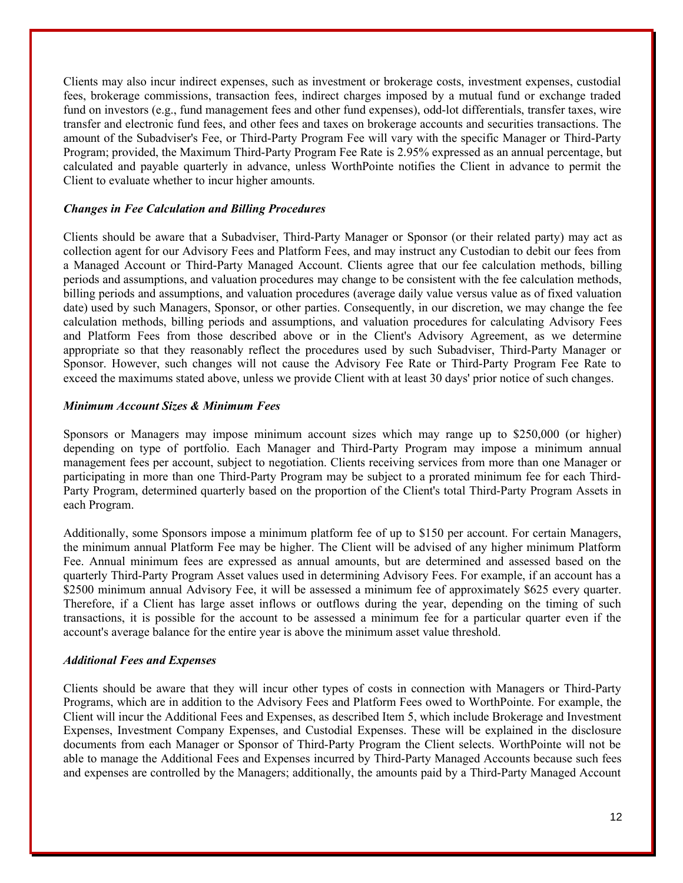Clients may also incur indirect expenses, such as investment or brokerage costs, investment expenses, custodial fees, brokerage commissions, transaction fees, indirect charges imposed by a mutual fund or exchange traded fund on investors (e.g., fund management fees and other fund expenses), odd-lot differentials, transfer taxes, wire transfer and electronic fund fees, and other fees and taxes on brokerage accounts and securities transactions. The amount of the Subadviser's Fee, or Third-Party Program Fee will vary with the specific Manager or Third-Party Program; provided, the Maximum Third-Party Program Fee Rate is 2.95% expressed as an annual percentage, but calculated and payable quarterly in advance, unless WorthPointe notifies the Client in advance to permit the Client to evaluate whether to incur higher amounts.

***Changes in Fee Calculation and Billing Procedures***

Clients should be aware that a Subadviser, Third-Party Manager or Sponsor (or their related party) may act as collection agent for our Advisory Fees and Platform Fees, and may instruct any Custodian to debit our fees from a Managed Account or Third-Party Managed Account. Clients agree that our fee calculation methods, billing periods and assumptions, and valuation procedures may change to be consistent with the fee calculation methods, billing periods and assumptions, and valuation procedures (average daily value versus value as of fixed valuation date) used by such Managers, Sponsor, or other parties. Consequently, in our discretion, we may change the fee calculation methods, billing periods and assumptions, and valuation procedures for calculating Advisory Fees and Platform Fees from those described above or in the Client's Advisory Agreement, as we determine appropriate so that they reasonably reflect the procedures used by such Subadviser, Third-Party Manager or Sponsor. However, such changes will not cause the Advisory Fee Rate or Third-Party Program Fee Rate to exceed the maximums stated above, unless we provide Client with at least 30 days' prior notice of such changes.

***Minimum Account Sizes & Minimum Fees***

Sponsors or Managers may impose minimum account sizes which may range up to $250,000 (or higher) depending on type of portfolio. Each Manager and Third-Party Program may impose a minimum annual management fees per account, subject to negotiation. Clients receiving services from more than one Manager or participating in more than one Third-Party Program may be subject to a prorated minimum fee for each Third-Party Program, determined quarterly based on the proportion of the Client's total Third-Party Program Assets in each Program.

Additionally, some Sponsors impose a minimum platform fee of up to $150 per account. For certain Managers, the minimum annual Platform Fee may be higher. The Client will be advised of any higher minimum Platform Fee. Annual minimum fees are expressed as annual amounts, but are determined and assessed based on the quarterly Third-Party Program Asset values used in determining Advisory Fees. For example, if an account has a $2500 minimum annual Advisory Fee, it will be assessed a minimum fee of approximately $625 every quarter. Therefore, if a Client has large asset inflows or outflows during the year, depending on the timing of such transactions, it is possible for the account to be assessed a minimum fee for a particular quarter even if the account's average balance for the entire year is above the minimum asset value threshold.

***Additional Fees and Expenses***

Clients should be aware that they will incur other types of costs in connection with Managers or Third-Party Programs, which are in addition to the Advisory Fees and Platform Fees owed to WorthPointe. For example, the Client will incur the Additional Fees and Expenses, as described Item 5, which include Brokerage and Investment Expenses, Investment Company Expenses, and Custodial Expenses. These will be explained in the disclosure documents from each Manager or Sponsor of Third-Party Program the Client selects. WorthPointe will not be able to manage the Additional Fees and Expenses incurred by Third-Party Managed Accounts because such fees and expenses are controlled by the Managers; additionally, the amounts paid by a Third-Party Managed Account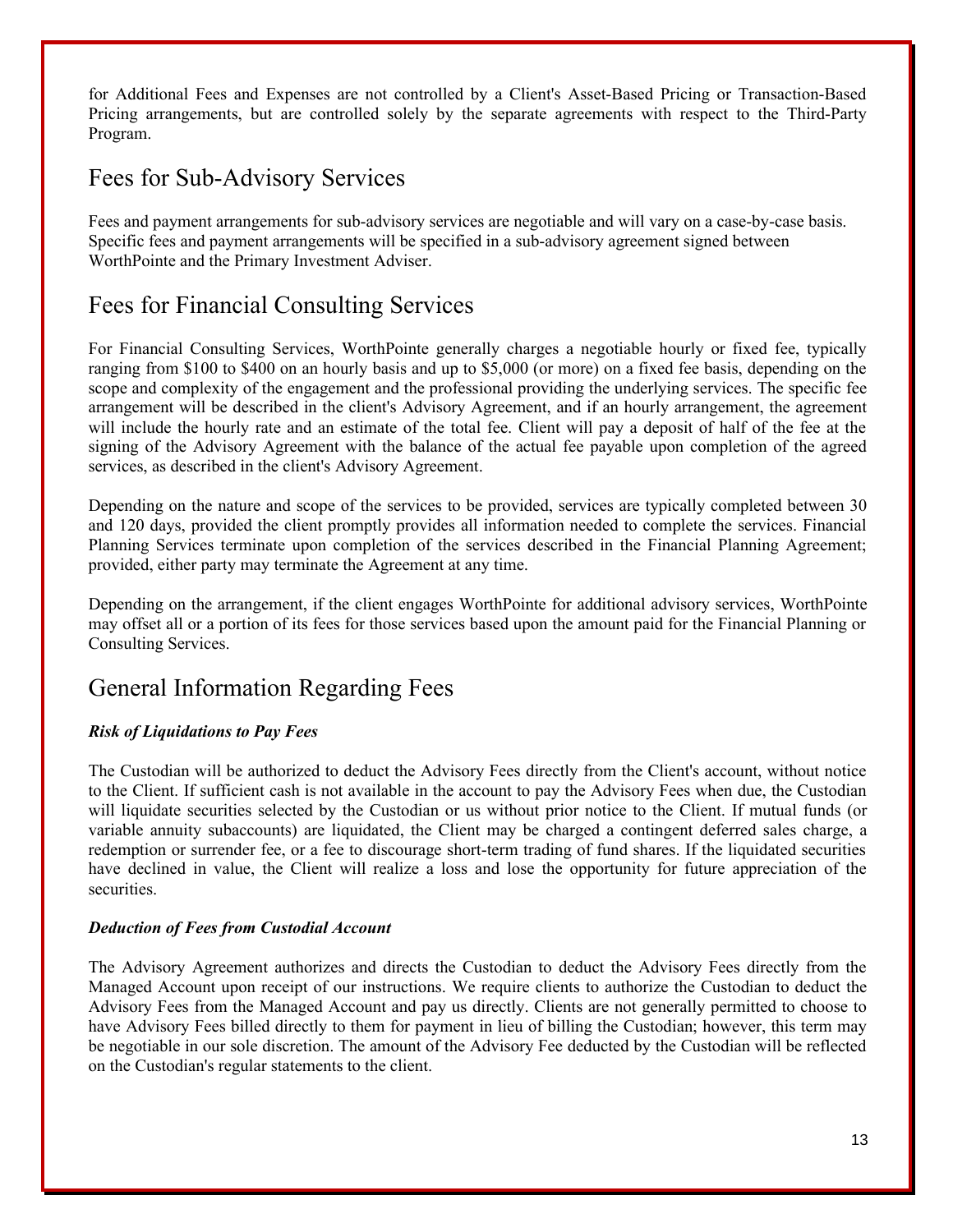for Additional Fees and Expenses are not controlled by a Client's Asset-Based Pricing or Transaction-Based Pricing arrangements, but are controlled solely by the separate agreements with respect to the Third-Party Program.

## Fees for Sub-Advisory Services

Fees and payment arrangements for sub-advisory services are negotiable and will vary on a case-by-case basis. Specific fees and payment arrangements will be specified in a sub-advisory agreement signed between WorthPointe and the Primary Investment Adviser.

## Fees for Financial Consulting Services

For Financial Consulting Services, WorthPointe generally charges a negotiable hourly or fixed fee, typically ranging from $100 to $400 on an hourly basis and up to $5,000 (or more) on a fixed fee basis, depending on the scope and complexity of the engagement and the professional providing the underlying services. The specific fee arrangement will be described in the client's Advisory Agreement, and if an hourly arrangement, the agreement will include the hourly rate and an estimate of the total fee. Client will pay a deposit of half of the fee at the signing of the Advisory Agreement with the balance of the actual fee payable upon completion of the agreed services, as described in the client's Advisory Agreement.

Depending on the nature and scope of the services to be provided, services are typically completed between 30 and 120 days, provided the client promptly provides all information needed to complete the services. Financial Planning Services terminate upon completion of the services described in the Financial Planning Agreement; provided, either party may terminate the Agreement at any time.

Depending on the arrangement, if the client engages WorthPointe for additional advisory services, WorthPointe may offset all or a portion of its fees for those services based upon the amount paid for the Financial Planning or Consulting Services.

## General Information Regarding Fees

***Risk of Liquidations to Pay Fees***

The Custodian will be authorized to deduct the Advisory Fees directly from the Client's account, without notice to the Client. If sufficient cash is not available in the account to pay the Advisory Fees when due, the Custodian will liquidate securities selected by the Custodian or us without prior notice to the Client. If mutual funds (or variable annuity subaccounts) are liquidated, the Client may be charged a contingent deferred sales charge, a redemption or surrender fee, or a fee to discourage short-term trading of fund shares. If the liquidated securities have declined in value, the Client will realize a loss and lose the opportunity for future appreciation of the securities.

***Deduction of Fees from Custodial Account***

The Advisory Agreement authorizes and directs the Custodian to deduct the Advisory Fees directly from the Managed Account upon receipt of our instructions. We require clients to authorize the Custodian to deduct the Advisory Fees from the Managed Account and pay us directly. Clients are not generally permitted to choose to have Advisory Fees billed directly to them for payment in lieu of billing the Custodian; however, this term may be negotiable in our sole discretion. The amount of the Advisory Fee deducted by the Custodian will be reflected on the Custodian's regular statements to the client.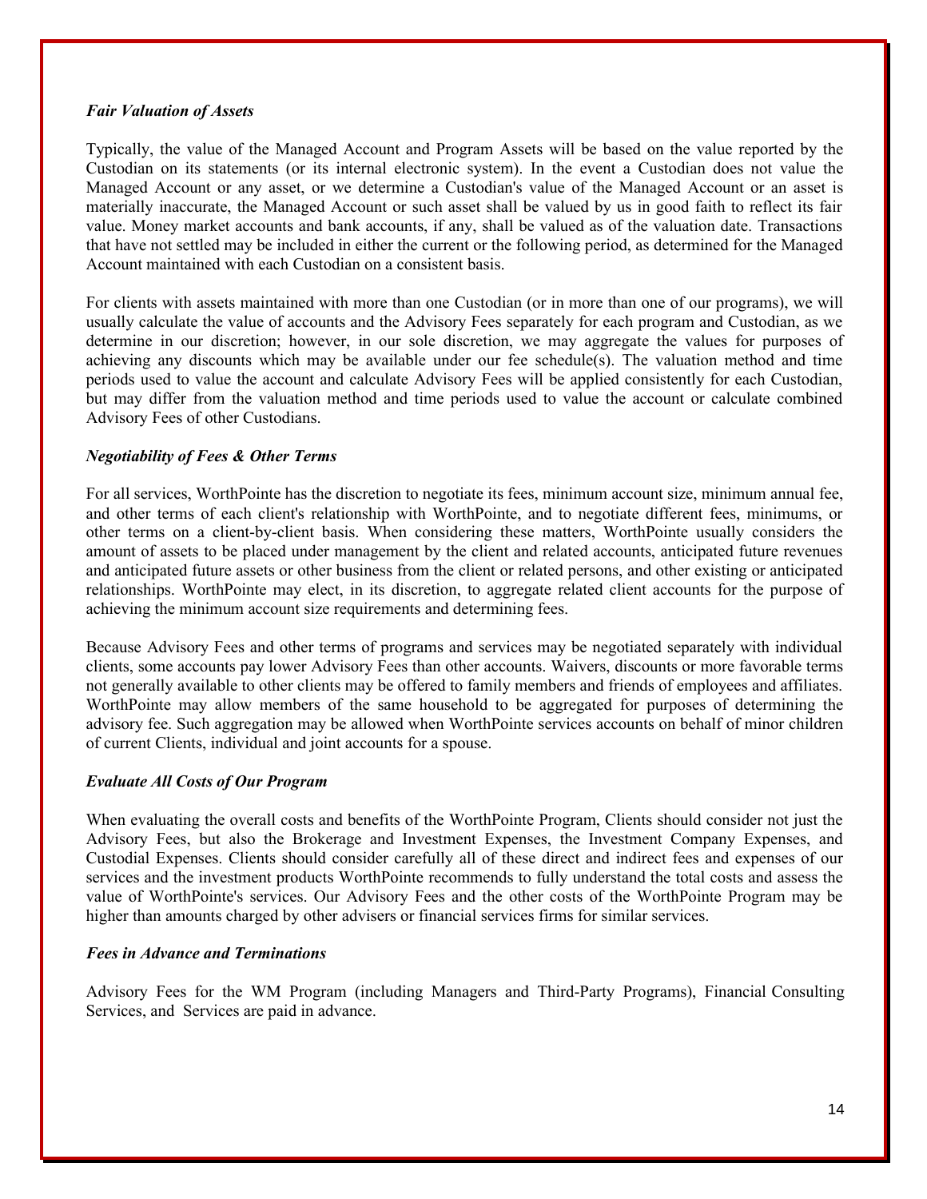*Fair Valuation of Assets*

Typically, the value of the Managed Account and Program Assets will be based on the value reported by the Custodian on its statements (or its internal electronic system). In the event a Custodian does not value the Managed Account or any asset, or we determine a Custodian's value of the Managed Account or an asset is materially inaccurate, the Managed Account or such asset shall be valued by us in good faith to reflect its fair value. Money market accounts and bank accounts, if any, shall be valued as of the valuation date. Transactions that have not settled may be included in either the current or the following period, as determined for the Managed Account maintained with each Custodian on a consistent basis.

For clients with assets maintained with more than one Custodian (or in more than one of our programs), we will usually calculate the value of accounts and the Advisory Fees separately for each program and Custodian, as we determine in our discretion; however, in our sole discretion, we may aggregate the values for purposes of achieving any discounts which may be available under our fee schedule(s). The valuation method and time periods used to value the account and calculate Advisory Fees will be applied consistently for each Custodian, but may differ from the valuation method and time periods used to value the account or calculate combined Advisory Fees of other Custodians.

*Negotiability of Fees & Other Terms*

For all services, WorthPointe has the discretion to negotiate its fees, minimum account size, minimum annual fee, and other terms of each client's relationship with WorthPointe, and to negotiate different fees, minimums, or other terms on a client-by-client basis. When considering these matters, WorthPointe usually considers the amount of assets to be placed under management by the client and related accounts, anticipated future revenues and anticipated future assets or other business from the client or related persons, and other existing or anticipated relationships. WorthPointe may elect, in its discretion, to aggregate related client accounts for the purpose of achieving the minimum account size requirements and determining fees.

Because Advisory Fees and other terms of programs and services may be negotiated separately with individual clients, some accounts pay lower Advisory Fees than other accounts. Waivers, discounts or more favorable terms not generally available to other clients may be offered to family members and friends of employees and affiliates. WorthPointe may allow members of the same household to be aggregated for purposes of determining the advisory fee. Such aggregation may be allowed when WorthPointe services accounts on behalf of minor children of current Clients, individual and joint accounts for a spouse.

*Evaluate All Costs of Our Program*

When evaluating the overall costs and benefits of the WorthPointe Program, Clients should consider not just the Advisory Fees, but also the Brokerage and Investment Expenses, the Investment Company Expenses, and Custodial Expenses. Clients should consider carefully all of these direct and indirect fees and expenses of our services and the investment products WorthPointe recommends to fully understand the total costs and assess the value of WorthPointe's services. Our Advisory Fees and the other costs of the WorthPointe Program may be higher than amounts charged by other advisers or financial services firms for similar services.

*Fees in Advance and Terminations*

Advisory Fees for the WM Program (including Managers and Third-Party Programs), Financial Consulting Services, and Services are paid in advance.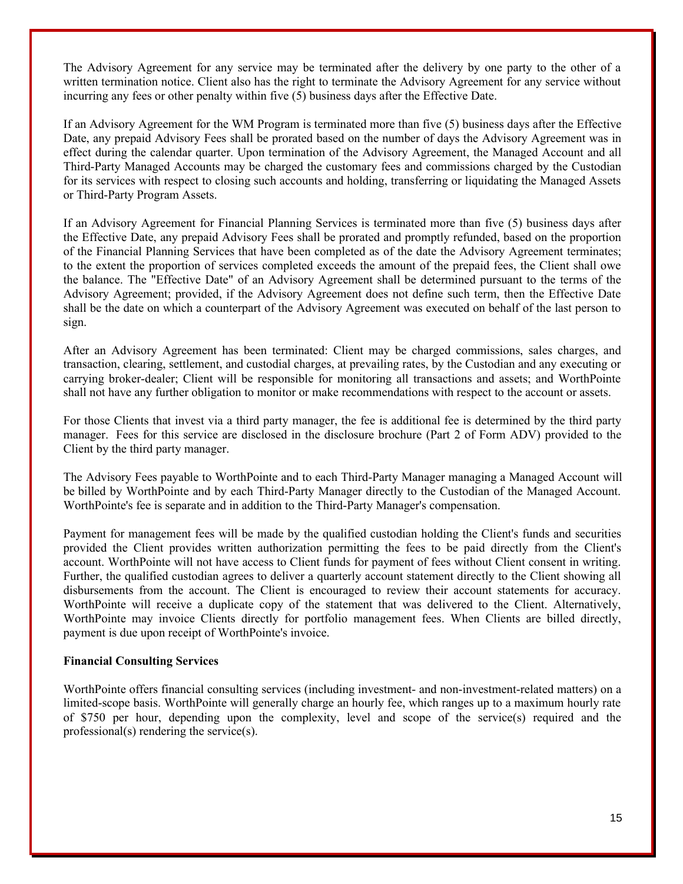The Advisory Agreement for any service may be terminated after the delivery by one party to the other of a written termination notice. Client also has the right to terminate the Advisory Agreement for any service without incurring any fees or other penalty within five (5) business days after the Effective Date.

If an Advisory Agreement for the WM Program is terminated more than five (5) business days after the Effective Date, any prepaid Advisory Fees shall be prorated based on the number of days the Advisory Agreement was in effect during the calendar quarter. Upon termination of the Advisory Agreement, the Managed Account and all Third-Party Managed Accounts may be charged the customary fees and commissions charged by the Custodian for its services with respect to closing such accounts and holding, transferring or liquidating the Managed Assets or Third-Party Program Assets.

If an Advisory Agreement for Financial Planning Services is terminated more than five (5) business days after the Effective Date, any prepaid Advisory Fees shall be prorated and promptly refunded, based on the proportion of the Financial Planning Services that have been completed as of the date the Advisory Agreement terminates; to the extent the proportion of services completed exceeds the amount of the prepaid fees, the Client shall owe the balance. The "Effective Date" of an Advisory Agreement shall be determined pursuant to the terms of the Advisory Agreement; provided, if the Advisory Agreement does not define such term, then the Effective Date shall be the date on which a counterpart of the Advisory Agreement was executed on behalf of the last person to sign.

After an Advisory Agreement has been terminated: Client may be charged commissions, sales charges, and transaction, clearing, settlement, and custodial charges, at prevailing rates, by the Custodian and any executing or carrying broker-dealer; Client will be responsible for monitoring all transactions and assets; and WorthPointe shall not have any further obligation to monitor or make recommendations with respect to the account or assets.

For those Clients that invest via a third party manager, the fee is additional fee is determined by the third party manager. Fees for this service are disclosed in the disclosure brochure (Part 2 of Form ADV) provided to the Client by the third party manager.

The Advisory Fees payable to WorthPointe and to each Third-Party Manager managing a Managed Account will be billed by WorthPointe and by each Third-Party Manager directly to the Custodian of the Managed Account. WorthPointe's fee is separate and in addition to the Third-Party Manager's compensation.

Payment for management fees will be made by the qualified custodian holding the Client's funds and securities provided the Client provides written authorization permitting the fees to be paid directly from the Client's account. WorthPointe will not have access to Client funds for payment of fees without Client consent in writing. Further, the qualified custodian agrees to deliver a quarterly account statement directly to the Client showing all disbursements from the account. The Client is encouraged to review their account statements for accuracy. WorthPointe will receive a duplicate copy of the statement that was delivered to the Client. Alternatively, WorthPointe may invoice Clients directly for portfolio management fees. When Clients are billed directly, payment is due upon receipt of WorthPointe's invoice.

**Financial Consulting Services**

WorthPointe offers financial consulting services (including investment- and non-investment-related matters) on a limited-scope basis. WorthPointe will generally charge an hourly fee, which ranges up to a maximum hourly rate of $750 per hour, depending upon the complexity, level and scope of the service(s) required and the professional(s) rendering the service(s).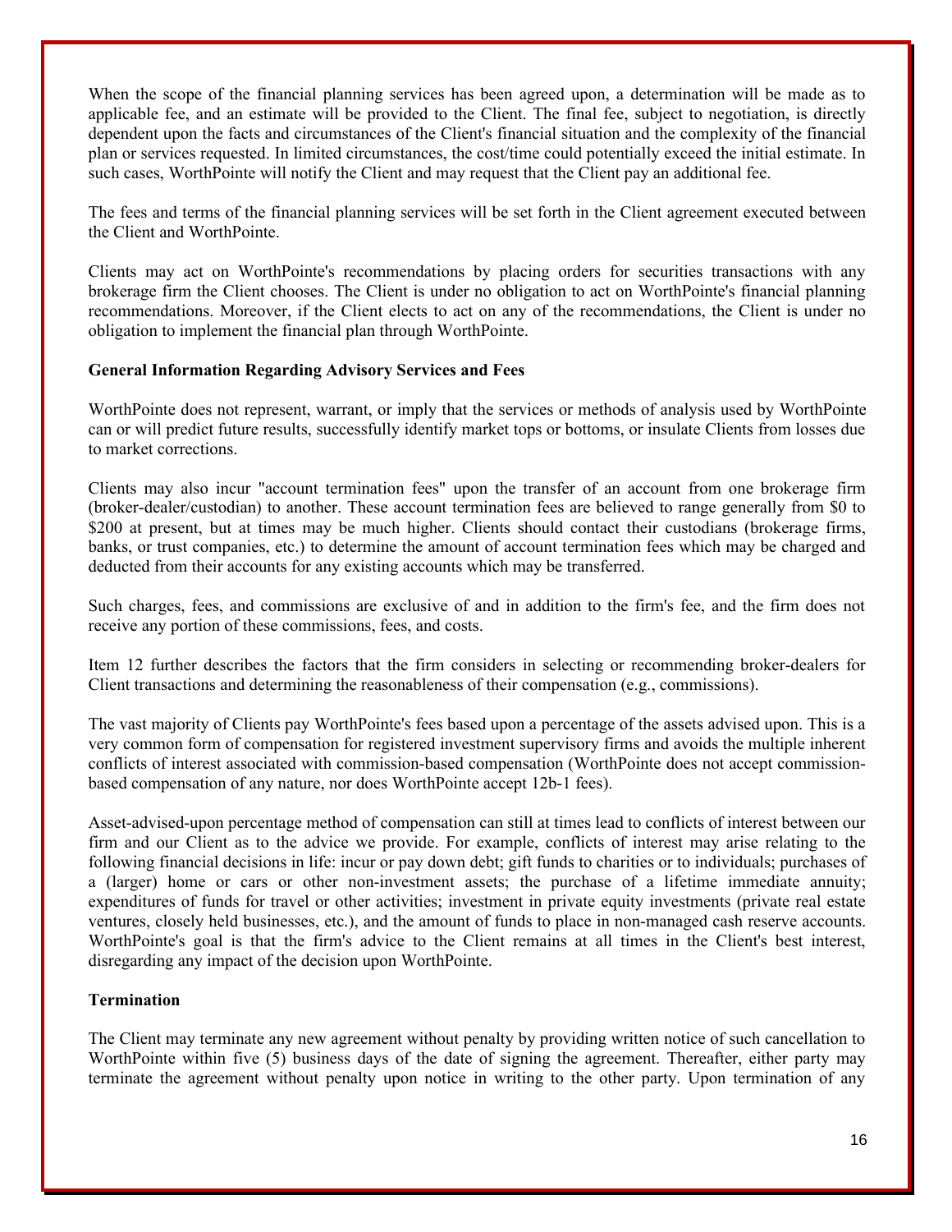When the scope of the financial planning services has been agreed upon, a determination will be made as to applicable fee, and an estimate will be provided to the Client. The final fee, subject to negotiation, is directly dependent upon the facts and circumstances of the Client's financial situation and the complexity of the financial plan or services requested. In limited circumstances, the cost/time could potentially exceed the initial estimate. In such cases, WorthPointe will notify the Client and may request that the Client pay an additional fee.

The fees and terms of the financial planning services will be set forth in the Client agreement executed between the Client and WorthPointe.

Clients may act on WorthPointe's recommendations by placing orders for securities transactions with any brokerage firm the Client chooses. The Client is under no obligation to act on WorthPointe's financial planning recommendations. Moreover, if the Client elects to act on any of the recommendations, the Client is under no obligation to implement the financial plan through WorthPointe.

**General Information Regarding Advisory Services and Fees**

WorthPointe does not represent, warrant, or imply that the services or methods of analysis used by WorthPointe can or will predict future results, successfully identify market tops or bottoms, or insulate Clients from losses due to market corrections.

Clients may also incur "account termination fees" upon the transfer of an account from one brokerage firm (broker-dealer/custodian) to another. These account termination fees are believed to range generally from $0 to $200 at present, but at times may be much higher. Clients should contact their custodians (brokerage firms, banks, or trust companies, etc.) to determine the amount of account termination fees which may be charged and deducted from their accounts for any existing accounts which may be transferred.

Such charges, fees, and commissions are exclusive of and in addition to the firm's fee, and the firm does not receive any portion of these commissions, fees, and costs.

Item 12 further describes the factors that the firm considers in selecting or recommending broker-dealers for Client transactions and determining the reasonableness of their compensation (e.g., commissions).

The vast majority of Clients pay WorthPointe's fees based upon a percentage of the assets advised upon. This is a very common form of compensation for registered investment supervisory firms and avoids the multiple inherent conflicts of interest associated with commission-based compensation (WorthPointe does not accept commission-based compensation of any nature, nor does WorthPointe accept 12b-1 fees).

Asset-advised-upon percentage method of compensation can still at times lead to conflicts of interest between our firm and our Client as to the advice we provide. For example, conflicts of interest may arise relating to the following financial decisions in life: incur or pay down debt; gift funds to charities or to individuals; purchases of a (larger) home or cars or other non-investment assets; the purchase of a lifetime immediate annuity; expenditures of funds for travel or other activities; investment in private equity investments (private real estate ventures, closely held businesses, etc.), and the amount of funds to place in non-managed cash reserve accounts. WorthPointe's goal is that the firm's advice to the Client remains at all times in the Client's best interest, disregarding any impact of the decision upon WorthPointe.

**Termination**

The Client may terminate any new agreement without penalty by providing written notice of such cancellation to WorthPointe within five (5) business days of the date of signing the agreement. Thereafter, either party may terminate the agreement without penalty upon notice in writing to the other party. Upon termination of any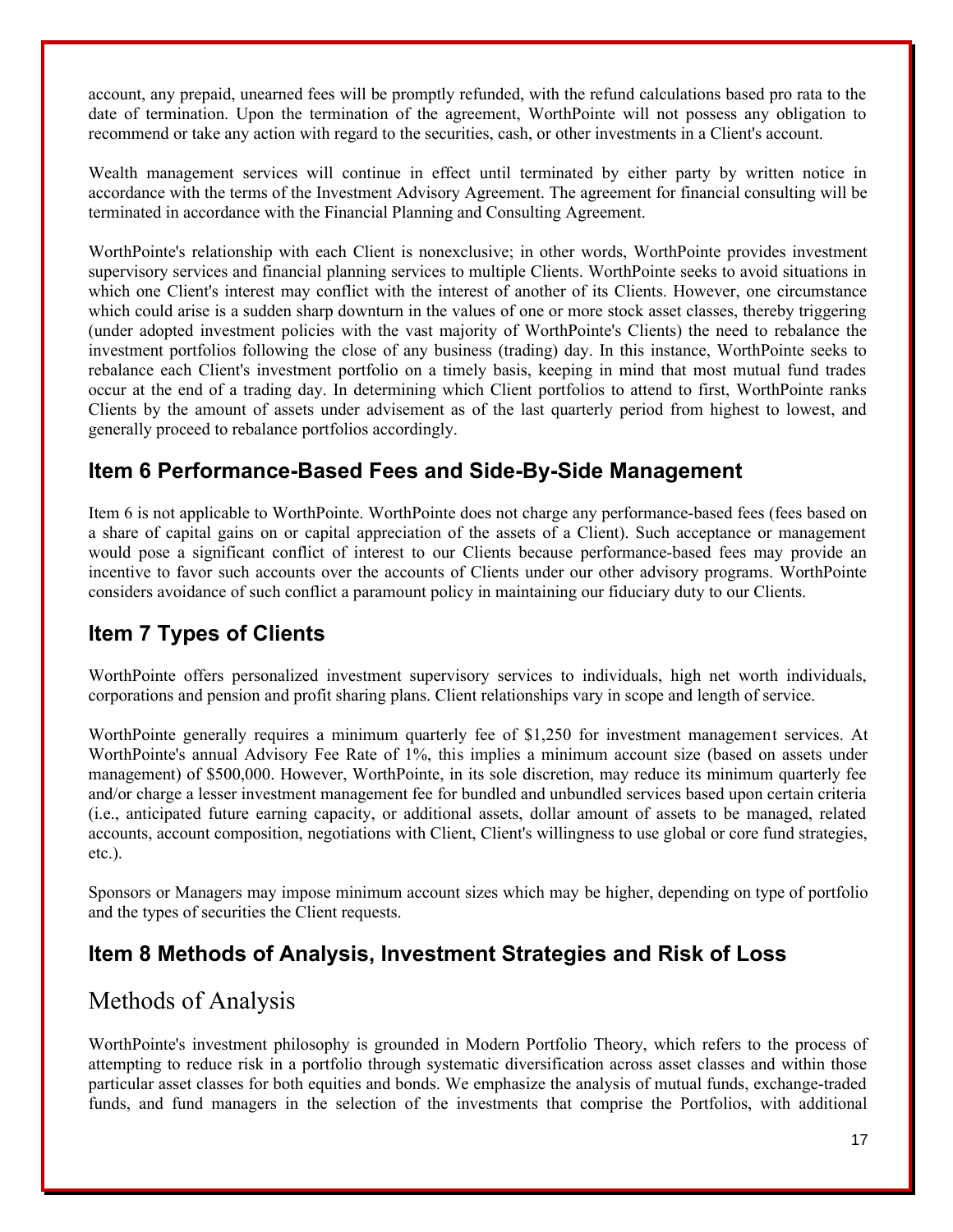account, any prepaid, unearned fees will be promptly refunded, with the refund calculations based pro rata to the date of termination. Upon the termination of the agreement, WorthPointe will not possess any obligation to recommend or take any action with regard to the securities, cash, or other investments in a Client's account.

Wealth management services will continue in effect until terminated by either party by written notice in accordance with the terms of the Investment Advisory Agreement. The agreement for financial consulting will be terminated in accordance with the Financial Planning and Consulting Agreement.

WorthPointe's relationship with each Client is nonexclusive; in other words, WorthPointe provides investment supervisory services and financial planning services to multiple Clients. WorthPointe seeks to avoid situations in which one Client's interest may conflict with the interest of another of its Clients. However, one circumstance which could arise is a sudden sharp downturn in the values of one or more stock asset classes, thereby triggering (under adopted investment policies with the vast majority of WorthPointe's Clients) the need to rebalance the investment portfolios following the close of any business (trading) day. In this instance, WorthPointe seeks to rebalance each Client's investment portfolio on a timely basis, keeping in mind that most mutual fund trades occur at the end of a trading day. In determining which Client portfolios to attend to first, WorthPointe ranks Clients by the amount of assets under advisement as of the last quarterly period from highest to lowest, and generally proceed to rebalance portfolios accordingly.

## Item 6 Performance-Based Fees and Side-By-Side Management

Item 6 is not applicable to WorthPointe. WorthPointe does not charge any performance-based fees (fees based on a share of capital gains on or capital appreciation of the assets of a Client). Such acceptance or management would pose a significant conflict of interest to our Clients because performance-based fees may provide an incentive to favor such accounts over the accounts of Clients under our other advisory programs. WorthPointe considers avoidance of such conflict a paramount policy in maintaining our fiduciary duty to our Clients.

## Item 7 Types of Clients

WorthPointe offers personalized investment supervisory services to individuals, high net worth individuals, corporations and pension and profit sharing plans. Client relationships vary in scope and length of service.

WorthPointe generally requires a minimum quarterly fee of $1,250 for investment management services. At WorthPointe's annual Advisory Fee Rate of 1%, this implies a minimum account size (based on assets under management) of $500,000. However, WorthPointe, in its sole discretion, may reduce its minimum quarterly fee and/or charge a lesser investment management fee for bundled and unbundled services based upon certain criteria (i.e., anticipated future earning capacity, or additional assets, dollar amount of assets to be managed, related accounts, account composition, negotiations with Client, Client's willingness to use global or core fund strategies, etc.).

Sponsors or Managers may impose minimum account sizes which may be higher, depending on type of portfolio and the types of securities the Client requests.

## Item 8 Methods of Analysis, Investment Strategies and Risk of Loss

### Methods of Analysis

WorthPointe's investment philosophy is grounded in Modern Portfolio Theory, which refers to the process of attempting to reduce risk in a portfolio through systematic diversification across asset classes and within those particular asset classes for both equities and bonds. We emphasize the analysis of mutual funds, exchange-traded funds, and fund managers in the selection of the investments that comprise the Portfolios, with additional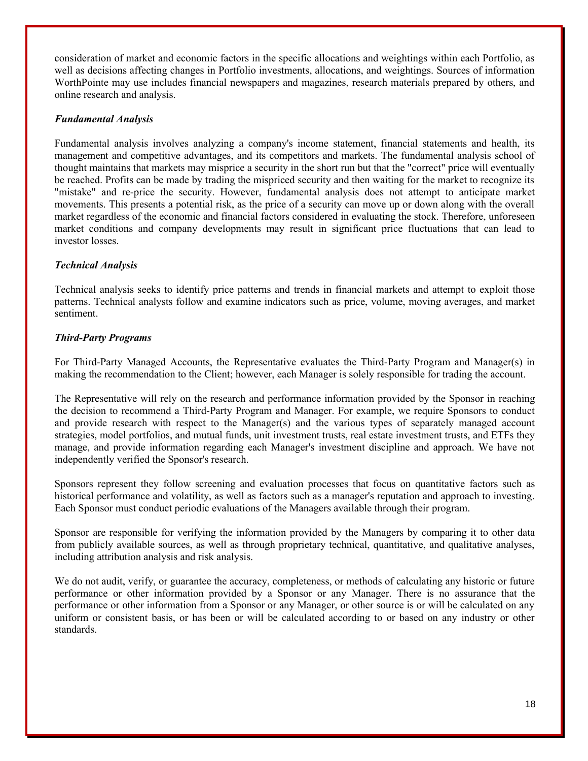consideration of market and economic factors in the specific allocations and weightings within each Portfolio, as well as decisions affecting changes in Portfolio investments, allocations, and weightings. Sources of information WorthPointe may use includes financial newspapers and magazines, research materials prepared by others, and online research and analysis.

***Fundamental Analysis***

Fundamental analysis involves analyzing a company's income statement, financial statements and health, its management and competitive advantages, and its competitors and markets. The fundamental analysis school of thought maintains that markets may misprice a security in the short run but that the "correct" price will eventually be reached. Profits can be made by trading the mispriced security and then waiting for the market to recognize its "mistake" and re-price the security. However, fundamental analysis does not attempt to anticipate market movements. This presents a potential risk, as the price of a security can move up or down along with the overall market regardless of the economic and financial factors considered in evaluating the stock. Therefore, unforeseen market conditions and company developments may result in significant price fluctuations that can lead to investor losses.

***Technical Analysis***

Technical analysis seeks to identify price patterns and trends in financial markets and attempt to exploit those patterns. Technical analysts follow and examine indicators such as price, volume, moving averages, and market sentiment.

***Third-Party Programs***

For Third-Party Managed Accounts, the Representative evaluates the Third-Party Program and Manager(s) in making the recommendation to the Client; however, each Manager is solely responsible for trading the account.

The Representative will rely on the research and performance information provided by the Sponsor in reaching the decision to recommend a Third-Party Program and Manager. For example, we require Sponsors to conduct and provide research with respect to the Manager(s) and the various types of separately managed account strategies, model portfolios, and mutual funds, unit investment trusts, real estate investment trusts, and ETFs they manage, and provide information regarding each Manager's investment discipline and approach. We have not independently verified the Sponsor's research.

Sponsors represent they follow screening and evaluation processes that focus on quantitative factors such as historical performance and volatility, as well as factors such as a manager's reputation and approach to investing. Each Sponsor must conduct periodic evaluations of the Managers available through their program.

Sponsor are responsible for verifying the information provided by the Managers by comparing it to other data from publicly available sources, as well as through proprietary technical, quantitative, and qualitative analyses, including attribution analysis and risk analysis.

We do not audit, verify, or guarantee the accuracy, completeness, or methods of calculating any historic or future performance or other information provided by a Sponsor or any Manager. There is no assurance that the performance or other information from a Sponsor or any Manager, or other source is or will be calculated on any uniform or consistent basis, or has been or will be calculated according to or based on any industry or other standards.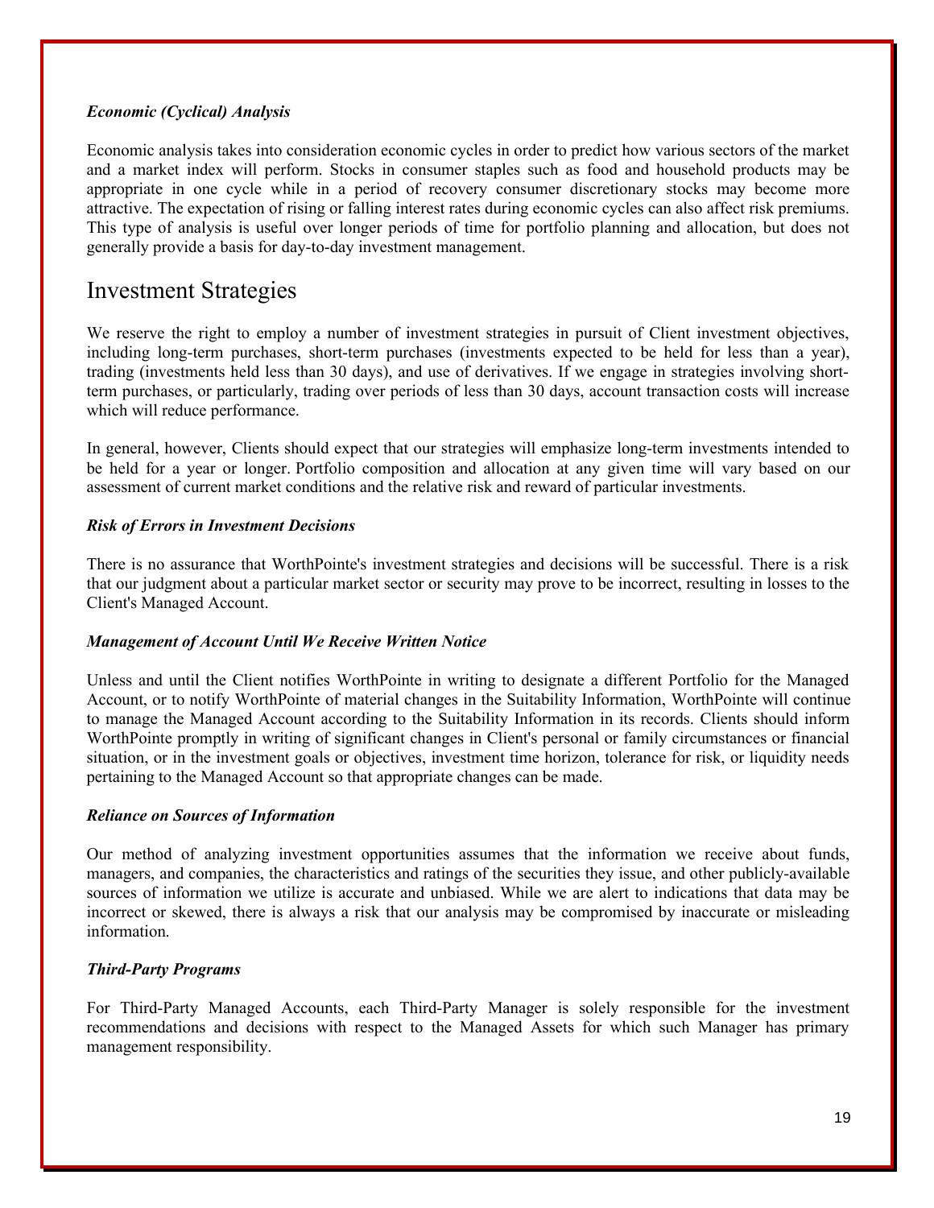***Economic (Cyclical) Analysis***

Economic analysis takes into consideration economic cycles in order to predict how various sectors of the market and a market index will perform. Stocks in consumer staples such as food and household products may be appropriate in one cycle while in a period of recovery consumer discretionary stocks may become more attractive. The expectation of rising or falling interest rates during economic cycles can also affect risk premiums. This type of analysis is useful over longer periods of time for portfolio planning and allocation, but does not generally provide a basis for day-to-day investment management.

## Investment Strategies

We reserve the right to employ a number of investment strategies in pursuit of Client investment objectives, including long-term purchases, short-term purchases (investments expected to be held for less than a year), trading (investments held less than 30 days), and use of derivatives. If we engage in strategies involving short-term purchases, or particularly, trading over periods of less than 30 days, account transaction costs will increase which will reduce performance.

In general, however, Clients should expect that our strategies will emphasize long-term investments intended to be held for a year or longer. Portfolio composition and allocation at any given time will vary based on our assessment of current market conditions and the relative risk and reward of particular investments.

***Risk of Errors in Investment Decisions***

There is no assurance that WorthPointe's investment strategies and decisions will be successful. There is a risk that our judgment about a particular market sector or security may prove to be incorrect, resulting in losses to the Client's Managed Account.

***Management of Account Until We Receive Written Notice***

Unless and until the Client notifies WorthPointe in writing to designate a different Portfolio for the Managed Account, or to notify WorthPointe of material changes in the Suitability Information, WorthPointe will continue to manage the Managed Account according to the Suitability Information in its records. Clients should inform WorthPointe promptly in writing of significant changes in Client's personal or family circumstances or financial situation, or in the investment goals or objectives, investment time horizon, tolerance for risk, or liquidity needs pertaining to the Managed Account so that appropriate changes can be made.

***Reliance on Sources of Information***

Our method of analyzing investment opportunities assumes that the information we receive about funds, managers, and companies, the characteristics and ratings of the securities they issue, and other publicly-available sources of information we utilize is accurate and unbiased. While we are alert to indications that data may be incorrect or skewed, there is always a risk that our analysis may be compromised by inaccurate or misleading information.

***Third-Party Programs***

For Third-Party Managed Accounts, each Third-Party Manager is solely responsible for the investment recommendations and decisions with respect to the Managed Assets for which such Manager has primary management responsibility.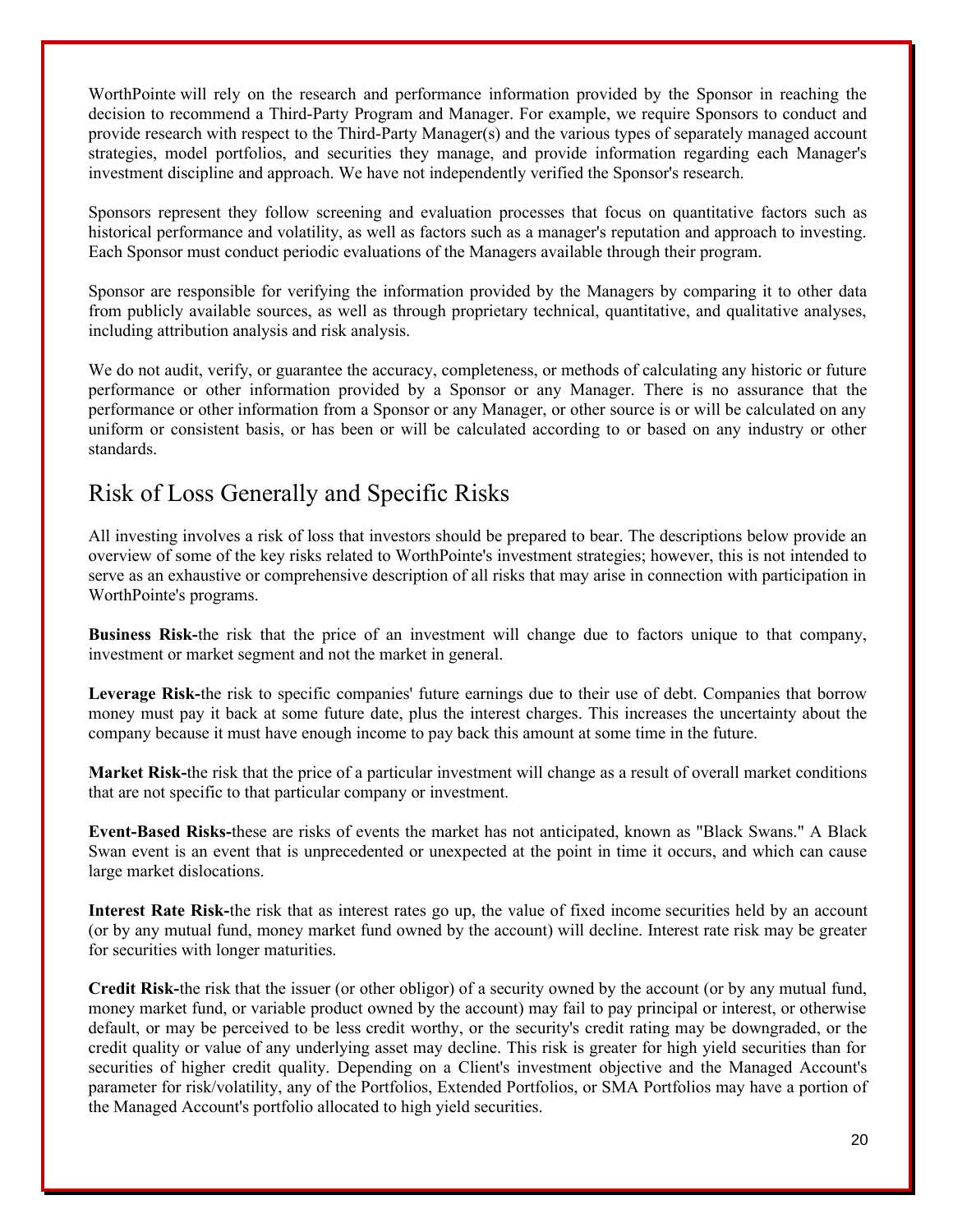WorthPointe will rely on the research and performance information provided by the Sponsor in reaching the decision to recommend a Third-Party Program and Manager. For example, we require Sponsors to conduct and provide research with respect to the Third-Party Manager(s) and the various types of separately managed account strategies, model portfolios, and securities they manage, and provide information regarding each Manager's investment discipline and approach. We have not independently verified the Sponsor's research.

Sponsors represent they follow screening and evaluation processes that focus on quantitative factors such as historical performance and volatility, as well as factors such as a manager's reputation and approach to investing. Each Sponsor must conduct periodic evaluations of the Managers available through their program.

Sponsor are responsible for verifying the information provided by the Managers by comparing it to other data from publicly available sources, as well as through proprietary technical, quantitative, and qualitative analyses, including attribution analysis and risk analysis.

We do not audit, verify, or guarantee the accuracy, completeness, or methods of calculating any historic or future performance or other information provided by a Sponsor or any Manager. There is no assurance that the performance or other information from a Sponsor or any Manager, or other source is or will be calculated on any uniform or consistent basis, or has been or will be calculated according to or based on any industry or other standards.

## Risk of Loss Generally and Specific Risks

All investing involves a risk of loss that investors should be prepared to bear. The descriptions below provide an overview of some of the key risks related to WorthPointe's investment strategies; however, this is not intended to serve as an exhaustive or comprehensive description of all risks that may arise in connection with participation in WorthPointe's programs.

**Business Risk-**the risk that the price of an investment will change due to factors unique to that company, investment or market segment and not the market in general.

**Leverage Risk-**the risk to specific companies' future earnings due to their use of debt. Companies that borrow money must pay it back at some future date, plus the interest charges. This increases the uncertainty about the company because it must have enough income to pay back this amount at some time in the future.

**Market Risk-**the risk that the price of a particular investment will change as a result of overall market conditions that are not specific to that particular company or investment.

**Event-Based Risks-**these are risks of events the market has not anticipated, known as "Black Swans." A Black Swan event is an event that is unprecedented or unexpected at the point in time it occurs, and which can cause large market dislocations.

**Interest Rate Risk-**the risk that as interest rates go up, the value of fixed income securities held by an account (or by any mutual fund, money market fund owned by the account) will decline. Interest rate risk may be greater for securities with longer maturities.

**Credit Risk-**the risk that the issuer (or other obligor) of a security owned by the account (or by any mutual fund, money market fund, or variable product owned by the account) may fail to pay principal or interest, or otherwise default, or may be perceived to be less credit worthy, or the security's credit rating may be downgraded, or the credit quality or value of any underlying asset may decline. This risk is greater for high yield securities than for securities of higher credit quality. Depending on a Client's investment objective and the Managed Account's parameter for risk/volatility, any of the Portfolios, Extended Portfolios, or SMA Portfolios may have a portion of the Managed Account's portfolio allocated to high yield securities.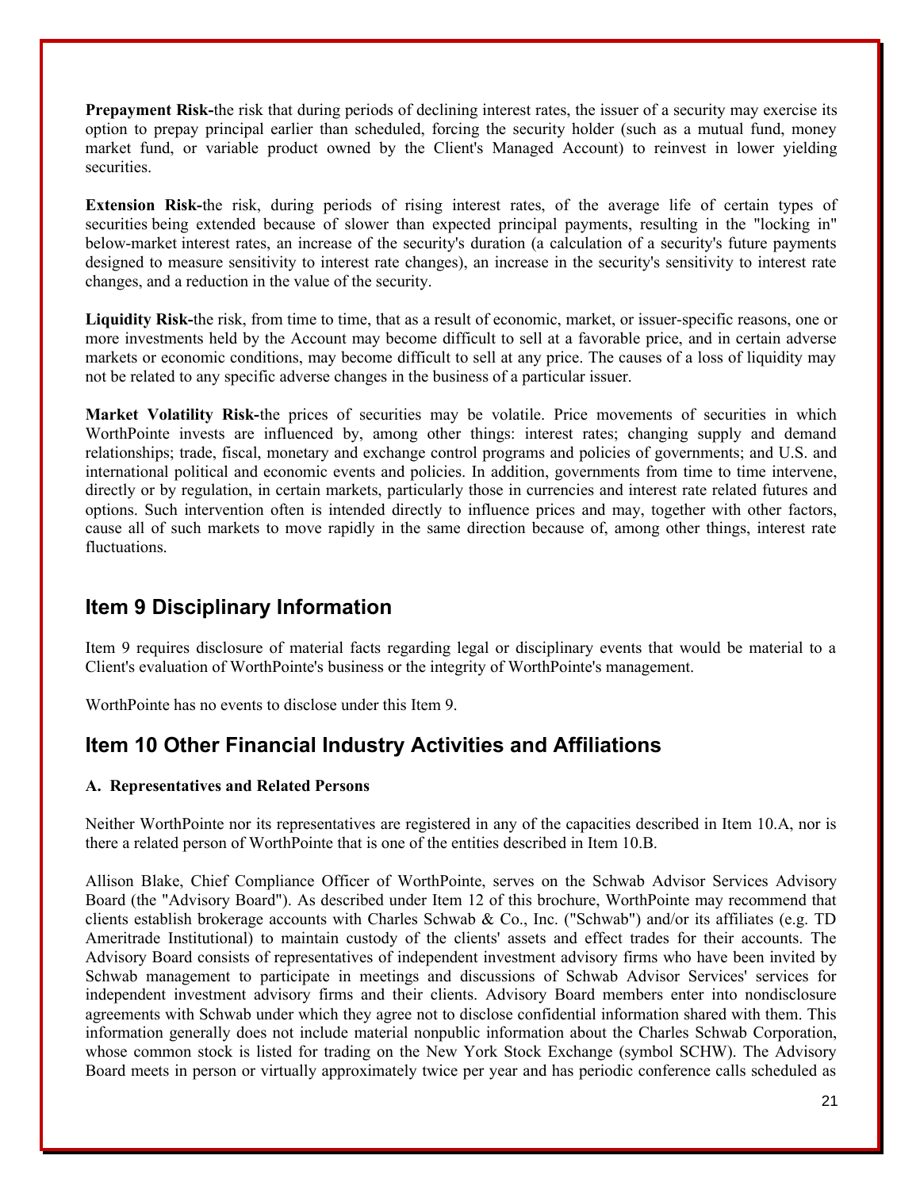**Prepayment Risk-**the risk that during periods of declining interest rates, the issuer of a security may exercise its option to prepay principal earlier than scheduled, forcing the security holder (such as a mutual fund, money market fund, or variable product owned by the Client's Managed Account) to reinvest in lower yielding securities.

**Extension Risk-**the risk, during periods of rising interest rates, of the average life of certain types of securities being extended because of slower than expected principal payments, resulting in the "locking in" below-market interest rates, an increase of the security's duration (a calculation of a security's future payments designed to measure sensitivity to interest rate changes), an increase in the security's sensitivity to interest rate changes, and a reduction in the value of the security.

**Liquidity Risk-**the risk, from time to time, that as a result of economic, market, or issuer-specific reasons, one or more investments held by the Account may become difficult to sell at a favorable price, and in certain adverse markets or economic conditions, may become difficult to sell at any price. The causes of a loss of liquidity may not be related to any specific adverse changes in the business of a particular issuer.

**Market Volatility Risk-**the prices of securities may be volatile. Price movements of securities in which WorthPointe invests are influenced by, among other things: interest rates; changing supply and demand relationships; trade, fiscal, monetary and exchange control programs and policies of governments; and U.S. and international political and economic events and policies. In addition, governments from time to time intervene, directly or by regulation, in certain markets, particularly those in currencies and interest rate related futures and options. Such intervention often is intended directly to influence prices and may, together with other factors, cause all of such markets to move rapidly in the same direction because of, among other things, interest rate fluctuations.

## Item 9 Disciplinary Information

Item 9 requires disclosure of material facts regarding legal or disciplinary events that would be material to a Client's evaluation of WorthPointe's business or the integrity of WorthPointe's management.

WorthPointe has no events to disclose under this Item 9.

## Item 10 Other Financial Industry Activities and Affiliations

**A. Representatives and Related Persons**

Neither WorthPointe nor its representatives are registered in any of the capacities described in Item 10.A, nor is there a related person of WorthPointe that is one of the entities described in Item 10.B.

Allison Blake, Chief Compliance Officer of WorthPointe, serves on the Schwab Advisor Services Advisory Board (the "Advisory Board"). As described under Item 12 of this brochure, WorthPointe may recommend that clients establish brokerage accounts with Charles Schwab & Co., Inc. ("Schwab") and/or its affiliates (e.g. TD Ameritrade Institutional) to maintain custody of the clients' assets and effect trades for their accounts. The Advisory Board consists of representatives of independent investment advisory firms who have been invited by Schwab management to participate in meetings and discussions of Schwab Advisor Services' services for independent investment advisory firms and their clients. Advisory Board members enter into nondisclosure agreements with Schwab under which they agree not to disclose confidential information shared with them. This information generally does not include material nonpublic information about the Charles Schwab Corporation, whose common stock is listed for trading on the New York Stock Exchange (symbol SCHW). The Advisory Board meets in person or virtually approximately twice per year and has periodic conference calls scheduled as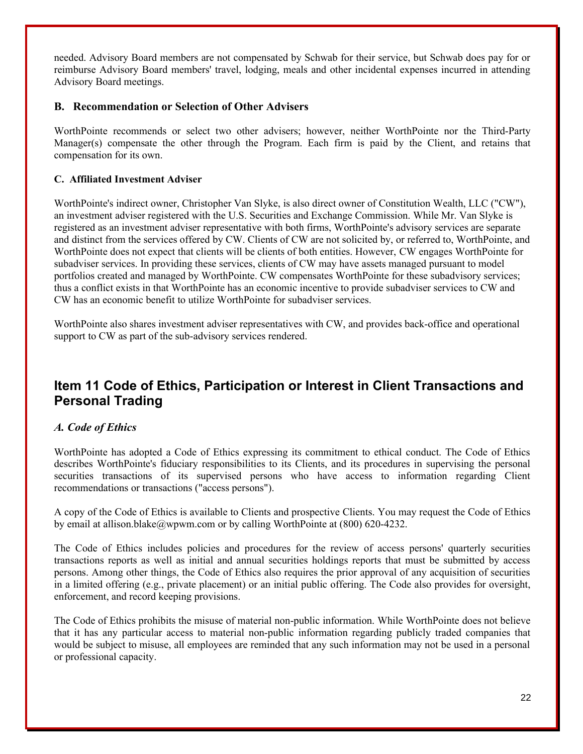needed. Advisory Board members are not compensated by Schwab for their service, but Schwab does pay for or reimburse Advisory Board members' travel, lodging, meals and other incidental expenses incurred in attending Advisory Board meetings.

### B. Recommendation or Selection of Other Advisers

WorthPointe recommends or select two other advisers; however, neither WorthPointe nor the Third-Party Manager(s) compensate the other through the Program. Each firm is paid by the Client, and retains that compensation for its own.

### C. Affiliated Investment Adviser

WorthPointe's indirect owner, Christopher Van Slyke, is also direct owner of Constitution Wealth, LLC ("CW"), an investment adviser registered with the U.S. Securities and Exchange Commission. While Mr. Van Slyke is registered as an investment adviser representative with both firms, WorthPointe's advisory services are separate and distinct from the services offered by CW. Clients of CW are not solicited by, or referred to, WorthPointe, and WorthPointe does not expect that clients will be clients of both entities. However, CW engages WorthPointe for subadviser services. In providing these services, clients of CW may have assets managed pursuant to model portfolios created and managed by WorthPointe. CW compensates WorthPointe for these subadvisory services; thus a conflict exists in that WorthPointe has an economic incentive to provide subadviser services to CW and CW has an economic benefit to utilize WorthPointe for subadviser services.

WorthPointe also shares investment adviser representatives with CW, and provides back-office and operational support to CW as part of the sub-advisory services rendered.

## Item 11 Code of Ethics, Participation or Interest in Client Transactions and Personal Trading

### *A. Code of Ethics*

WorthPointe has adopted a Code of Ethics expressing its commitment to ethical conduct. The Code of Ethics describes WorthPointe's fiduciary responsibilities to its Clients, and its procedures in supervising the personal securities transactions of its supervised persons who have access to information regarding Client recommendations or transactions ("access persons").

A copy of the Code of Ethics is available to Clients and prospective Clients. You may request the Code of Ethics by email at allison.blake@wpwm.com or by calling WorthPointe at (800) 620-4232.

The Code of Ethics includes policies and procedures for the review of access persons' quarterly securities transactions reports as well as initial and annual securities holdings reports that must be submitted by access persons. Among other things, the Code of Ethics also requires the prior approval of any acquisition of securities in a limited offering (e.g., private placement) or an initial public offering. The Code also provides for oversight, enforcement, and record keeping provisions.

The Code of Ethics prohibits the misuse of material non-public information. While WorthPointe does not believe that it has any particular access to material non-public information regarding publicly traded companies that would be subject to misuse, all employees are reminded that any such information may not be used in a personal or professional capacity.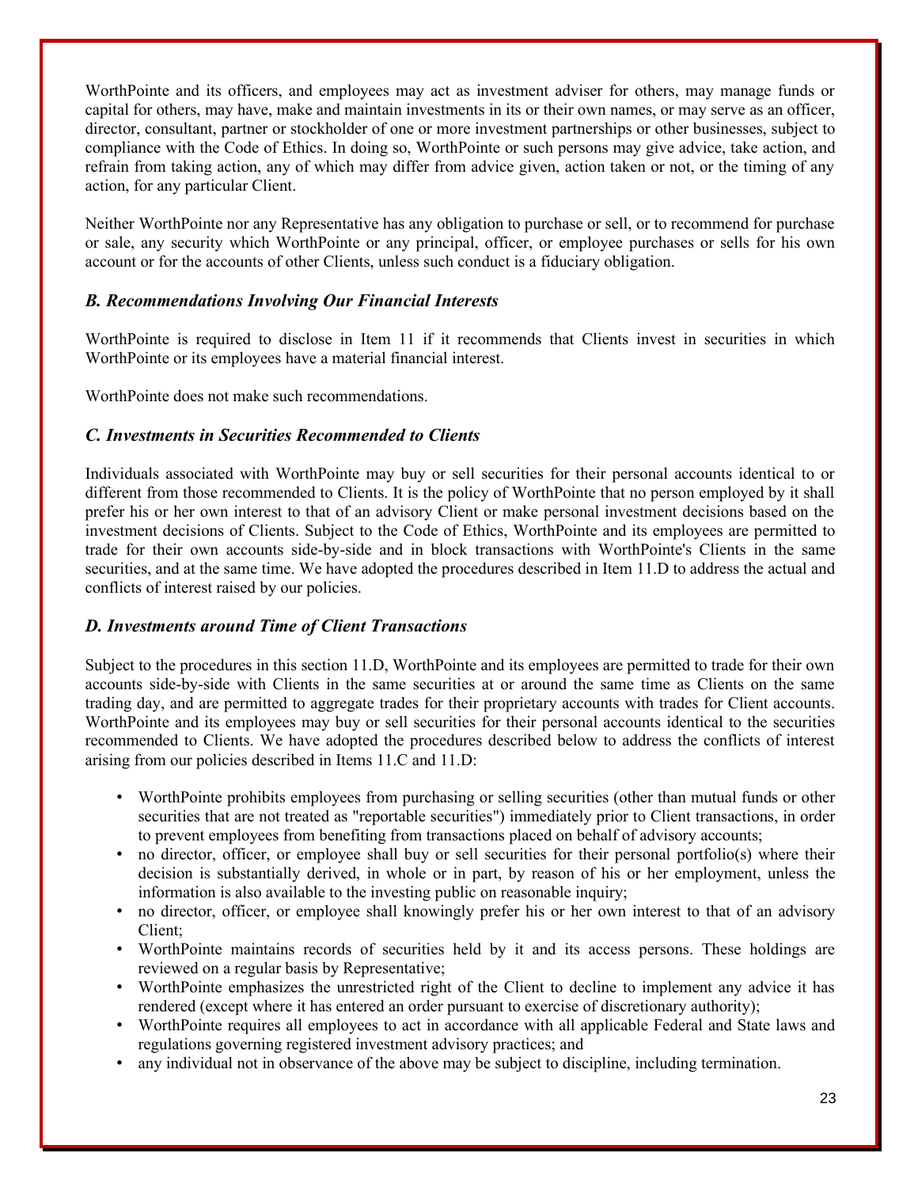WorthPointe and its officers, and employees may act as investment adviser for others, may manage funds or capital for others, may have, make and maintain investments in its or their own names, or may serve as an officer, director, consultant, partner or stockholder of one or more investment partnerships or other businesses, subject to compliance with the Code of Ethics. In doing so, WorthPointe or such persons may give advice, take action, and refrain from taking action, any of which may differ from advice given, action taken or not, or the timing of any action, for any particular Client.

Neither WorthPointe nor any Representative has any obligation to purchase or sell, or to recommend for purchase or sale, any security which WorthPointe or any principal, officer, or employee purchases or sells for his own account or for the accounts of other Clients, unless such conduct is a fiduciary obligation.

### *B. Recommendations Involving Our Financial Interests*

WorthPointe is required to disclose in Item 11 if it recommends that Clients invest in securities in which WorthPointe or its employees have a material financial interest.

WorthPointe does not make such recommendations.

### *C. Investments in Securities Recommended to Clients*

Individuals associated with WorthPointe may buy or sell securities for their personal accounts identical to or different from those recommended to Clients. It is the policy of WorthPointe that no person employed by it shall prefer his or her own interest to that of an advisory Client or make personal investment decisions based on the investment decisions of Clients. Subject to the Code of Ethics, WorthPointe and its employees are permitted to trade for their own accounts side-by-side and in block transactions with WorthPointe's Clients in the same securities, and at the same time. We have adopted the procedures described in Item 11.D to address the actual and conflicts of interest raised by our policies.

### *D. Investments around Time of Client Transactions*

Subject to the procedures in this section 11.D, WorthPointe and its employees are permitted to trade for their own accounts side-by-side with Clients in the same securities at or around the same time as Clients on the same trading day, and are permitted to aggregate trades for their proprietary accounts with trades for Client accounts. WorthPointe and its employees may buy or sell securities for their personal accounts identical to the securities recommended to Clients. We have adopted the procedures described below to address the conflicts of interest arising from our policies described in Items 11.C and 11.D:

- WorthPointe prohibits employees from purchasing or selling securities (other than mutual funds or other securities that are not treated as "reportable securities") immediately prior to Client transactions, in order to prevent employees from benefiting from transactions placed on behalf of advisory accounts;
- no director, officer, or employee shall buy or sell securities for their personal portfolio(s) where their decision is substantially derived, in whole or in part, by reason of his or her employment, unless the information is also available to the investing public on reasonable inquiry;
- no director, officer, or employee shall knowingly prefer his or her own interest to that of an advisory Client;
- WorthPointe maintains records of securities held by it and its access persons. These holdings are reviewed on a regular basis by Representative;
- WorthPointe emphasizes the unrestricted right of the Client to decline to implement any advice it has rendered (except where it has entered an order pursuant to exercise of discretionary authority);
- WorthPointe requires all employees to act in accordance with all applicable Federal and State laws and regulations governing registered investment advisory practices; and
- any individual not in observance of the above may be subject to discipline, including termination.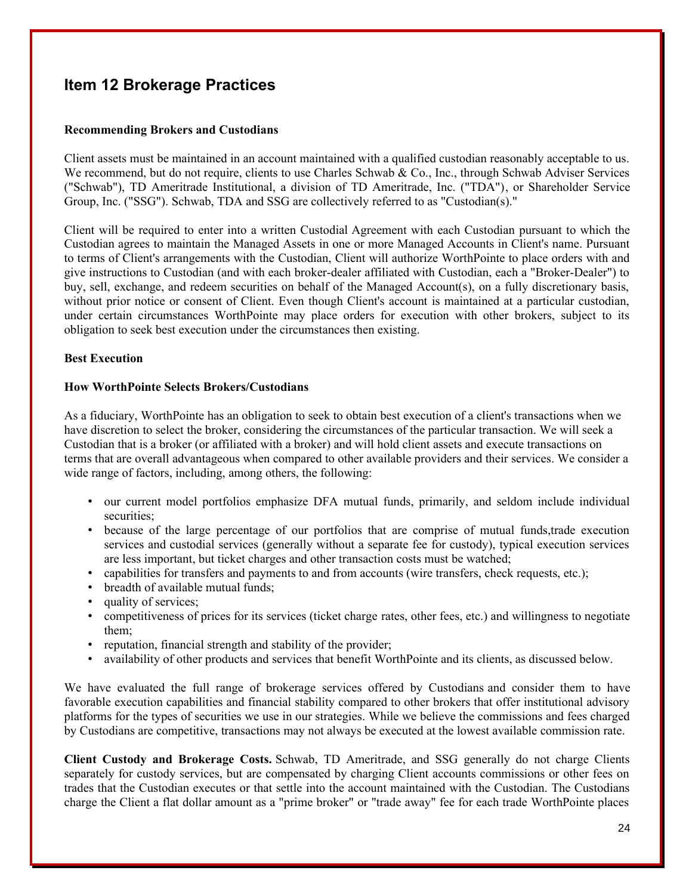## Item 12 Brokerage Practices

**Recommending Brokers and Custodians**

Client assets must be maintained in an account maintained with a qualified custodian reasonably acceptable to us. We recommend, but do not require, clients to use Charles Schwab & Co., Inc., through Schwab Adviser Services ("Schwab"), TD Ameritrade Institutional, a division of TD Ameritrade, Inc. ("TDA"), or Shareholder Service Group, Inc. ("SSG"). Schwab, TDA and SSG are collectively referred to as "Custodian(s)."

Client will be required to enter into a written Custodial Agreement with each Custodian pursuant to which the Custodian agrees to maintain the Managed Assets in one or more Managed Accounts in Client's name. Pursuant to terms of Client's arrangements with the Custodian, Client will authorize WorthPointe to place orders with and give instructions to Custodian (and with each broker-dealer affiliated with Custodian, each a "Broker-Dealer") to buy, sell, exchange, and redeem securities on behalf of the Managed Account(s), on a fully discretionary basis, without prior notice or consent of Client. Even though Client's account is maintained at a particular custodian, under certain circumstances WorthPointe may place orders for execution with other brokers, subject to its obligation to seek best execution under the circumstances then existing.

**Best Execution**

**How WorthPointe Selects Brokers/Custodians**

As a fiduciary, WorthPointe has an obligation to seek to obtain best execution of a client's transactions when we have discretion to select the broker, considering the circumstances of the particular transaction. We will seek a Custodian that is a broker (or affiliated with a broker) and will hold client assets and execute transactions on terms that are overall advantageous when compared to other available providers and their services. We consider a wide range of factors, including, among others, the following:

- our current model portfolios emphasize DFA mutual funds, primarily, and seldom include individual securities;
- because of the large percentage of our portfolios that are comprise of mutual funds,trade execution services and custodial services (generally without a separate fee for custody), typical execution services are less important, but ticket charges and other transaction costs must be watched;
- capabilities for transfers and payments to and from accounts (wire transfers, check requests, etc.);
- breadth of available mutual funds;
- quality of services;
- competitiveness of prices for its services (ticket charge rates, other fees, etc.) and willingness to negotiate them;
- reputation, financial strength and stability of the provider;
- availability of other products and services that benefit WorthPointe and its clients, as discussed below.

We have evaluated the full range of brokerage services offered by Custodians and consider them to have favorable execution capabilities and financial stability compared to other brokers that offer institutional advisory platforms for the types of securities we use in our strategies. While we believe the commissions and fees charged by Custodians are competitive, transactions may not always be executed at the lowest available commission rate.

**Client Custody and Brokerage Costs.** Schwab, TD Ameritrade, and SSG generally do not charge Clients separately for custody services, but are compensated by charging Client accounts commissions or other fees on trades that the Custodian executes or that settle into the account maintained with the Custodian. The Custodians charge the Client a flat dollar amount as a "prime broker" or "trade away" fee for each trade WorthPointe places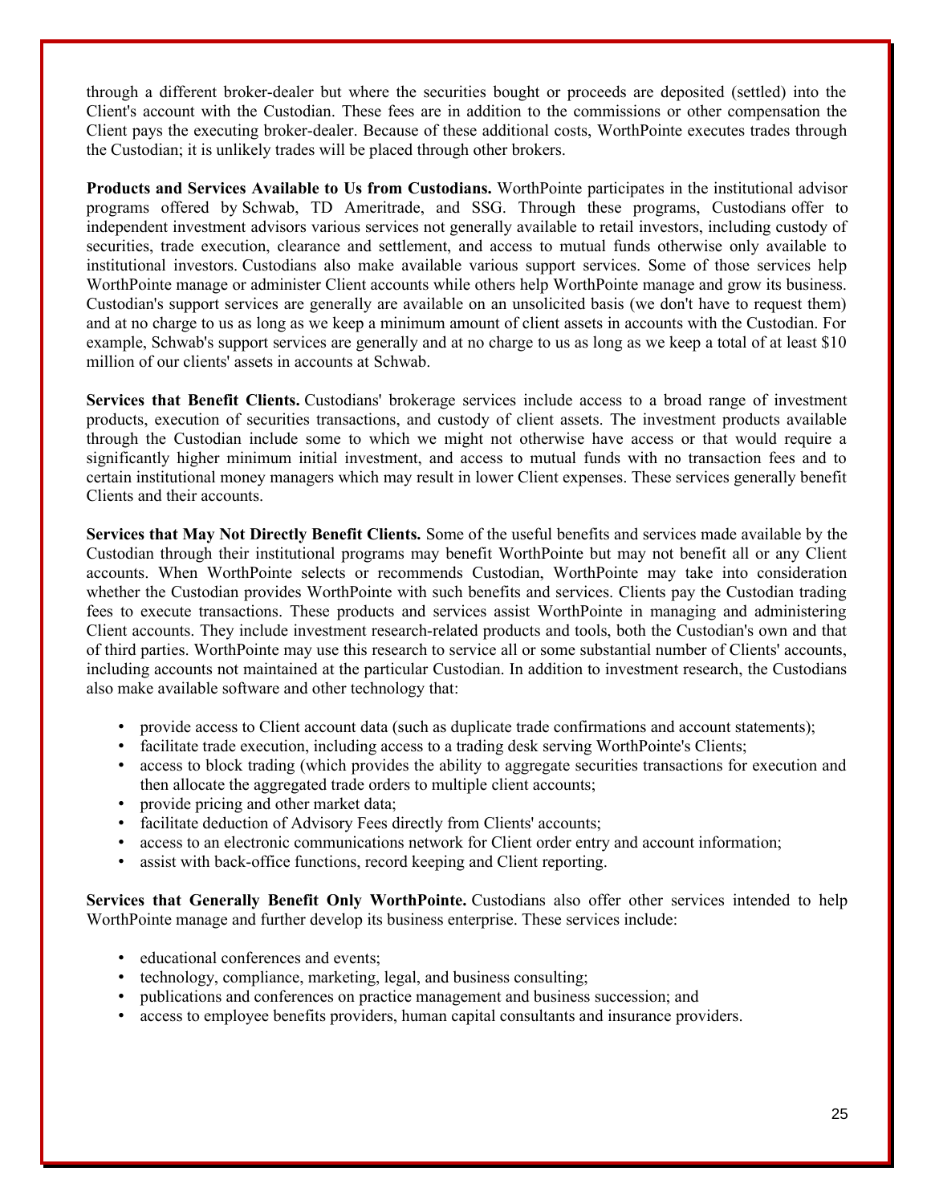through a different broker-dealer but where the securities bought or proceeds are deposited (settled) into the Client's account with the Custodian. These fees are in addition to the commissions or other compensation the Client pays the executing broker-dealer. Because of these additional costs, WorthPointe executes trades through the Custodian; it is unlikely trades will be placed through other brokers.

**Products and Services Available to Us from Custodians.** WorthPointe participates in the institutional advisor programs offered by Schwab, TD Ameritrade, and SSG. Through these programs, Custodians offer to independent investment advisors various services not generally available to retail investors, including custody of securities, trade execution, clearance and settlement, and access to mutual funds otherwise only available to institutional investors. Custodians also make available various support services. Some of those services help WorthPointe manage or administer Client accounts while others help WorthPointe manage and grow its business. Custodian's support services are generally are available on an unsolicited basis (we don't have to request them) and at no charge to us as long as we keep a minimum amount of client assets in accounts with the Custodian. For example, Schwab's support services are generally and at no charge to us as long as we keep a total of at least $10 million of our clients' assets in accounts at Schwab.

**Services that Benefit Clients.** Custodians' brokerage services include access to a broad range of investment products, execution of securities transactions, and custody of client assets. The investment products available through the Custodian include some to which we might not otherwise have access or that would require a significantly higher minimum initial investment, and access to mutual funds with no transaction fees and to certain institutional money managers which may result in lower Client expenses. These services generally benefit Clients and their accounts.

**Services that May Not Directly Benefit Clients.** Some of the useful benefits and services made available by the Custodian through their institutional programs may benefit WorthPointe but may not benefit all or any Client accounts. When WorthPointe selects or recommends Custodian, WorthPointe may take into consideration whether the Custodian provides WorthPointe with such benefits and services. Clients pay the Custodian trading fees to execute transactions. These products and services assist WorthPointe in managing and administering Client accounts. They include investment research-related products and tools, both the Custodian's own and that of third parties. WorthPointe may use this research to service all or some substantial number of Clients' accounts, including accounts not maintained at the particular Custodian. In addition to investment research, the Custodians also make available software and other technology that:

- provide access to Client account data (such as duplicate trade confirmations and account statements);
- facilitate trade execution, including access to a trading desk serving WorthPointe's Clients;
- access to block trading (which provides the ability to aggregate securities transactions for execution and then allocate the aggregated trade orders to multiple client accounts;
- provide pricing and other market data;
- facilitate deduction of Advisory Fees directly from Clients' accounts;
- access to an electronic communications network for Client order entry and account information;
- assist with back-office functions, record keeping and Client reporting.

**Services that Generally Benefit Only WorthPointe.** Custodians also offer other services intended to help WorthPointe manage and further develop its business enterprise. These services include:

- educational conferences and events;
- technology, compliance, marketing, legal, and business consulting;
- publications and conferences on practice management and business succession; and
- access to employee benefits providers, human capital consultants and insurance providers.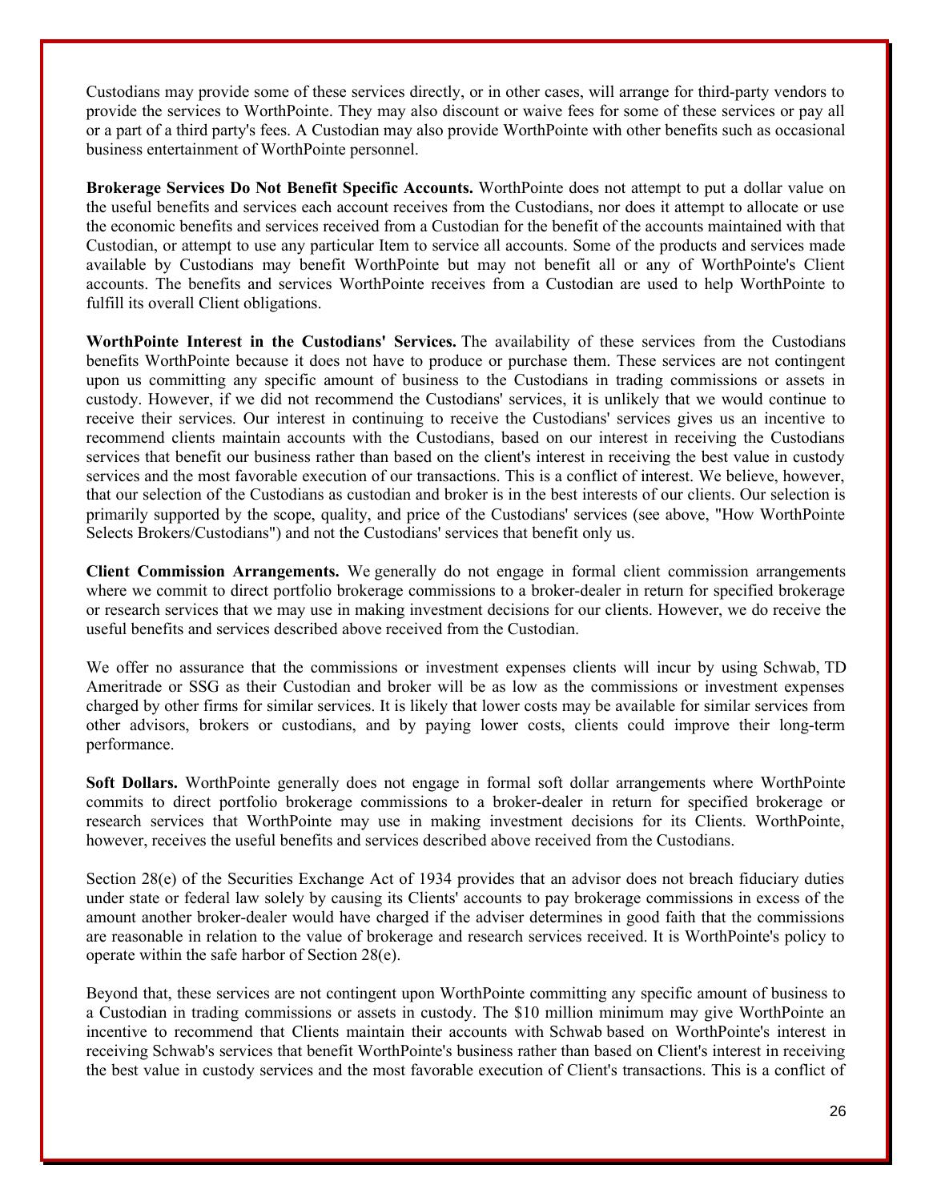Custodians may provide some of these services directly, or in other cases, will arrange for third-party vendors to provide the services to WorthPointe. They may also discount or waive fees for some of these services or pay all or a part of a third party's fees. A Custodian may also provide WorthPointe with other benefits such as occasional business entertainment of WorthPointe personnel.

**Brokerage Services Do Not Benefit Specific Accounts.** WorthPointe does not attempt to put a dollar value on the useful benefits and services each account receives from the Custodians, nor does it attempt to allocate or use the economic benefits and services received from a Custodian for the benefit of the accounts maintained with that Custodian, or attempt to use any particular Item to service all accounts. Some of the products and services made available by Custodians may benefit WorthPointe but may not benefit all or any of WorthPointe's Client accounts. The benefits and services WorthPointe receives from a Custodian are used to help WorthPointe to fulfill its overall Client obligations.

**WorthPointe Interest in the Custodians' Services.** The availability of these services from the Custodians benefits WorthPointe because it does not have to produce or purchase them. These services are not contingent upon us committing any specific amount of business to the Custodians in trading commissions or assets in custody. However, if we did not recommend the Custodians' services, it is unlikely that we would continue to receive their services. Our interest in continuing to receive the Custodians' services gives us an incentive to recommend clients maintain accounts with the Custodians, based on our interest in receiving the Custodians services that benefit our business rather than based on the client's interest in receiving the best value in custody services and the most favorable execution of our transactions. This is a conflict of interest. We believe, however, that our selection of the Custodians as custodian and broker is in the best interests of our clients. Our selection is primarily supported by the scope, quality, and price of the Custodians' services (see above, "How WorthPointe Selects Brokers/Custodians") and not the Custodians' services that benefit only us.

**Client Commission Arrangements.** We generally do not engage in formal client commission arrangements where we commit to direct portfolio brokerage commissions to a broker-dealer in return for specified brokerage or research services that we may use in making investment decisions for our clients. However, we do receive the useful benefits and services described above received from the Custodian.

We offer no assurance that the commissions or investment expenses clients will incur by using Schwab, TD Ameritrade or SSG as their Custodian and broker will be as low as the commissions or investment expenses charged by other firms for similar services. It is likely that lower costs may be available for similar services from other advisors, brokers or custodians, and by paying lower costs, clients could improve their long-term performance.

**Soft Dollars.** WorthPointe generally does not engage in formal soft dollar arrangements where WorthPointe commits to direct portfolio brokerage commissions to a broker-dealer in return for specified brokerage or research services that WorthPointe may use in making investment decisions for its Clients. WorthPointe, however, receives the useful benefits and services described above received from the Custodians.

Section 28(e) of the Securities Exchange Act of 1934 provides that an advisor does not breach fiduciary duties under state or federal law solely by causing its Clients' accounts to pay brokerage commissions in excess of the amount another broker-dealer would have charged if the adviser determines in good faith that the commissions are reasonable in relation to the value of brokerage and research services received. It is WorthPointe's policy to operate within the safe harbor of Section 28(e).

Beyond that, these services are not contingent upon WorthPointe committing any specific amount of business to a Custodian in trading commissions or assets in custody. The $10 million minimum may give WorthPointe an incentive to recommend that Clients maintain their accounts with Schwab based on WorthPointe's interest in receiving Schwab's services that benefit WorthPointe's business rather than based on Client's interest in receiving the best value in custody services and the most favorable execution of Client's transactions. This is a conflict of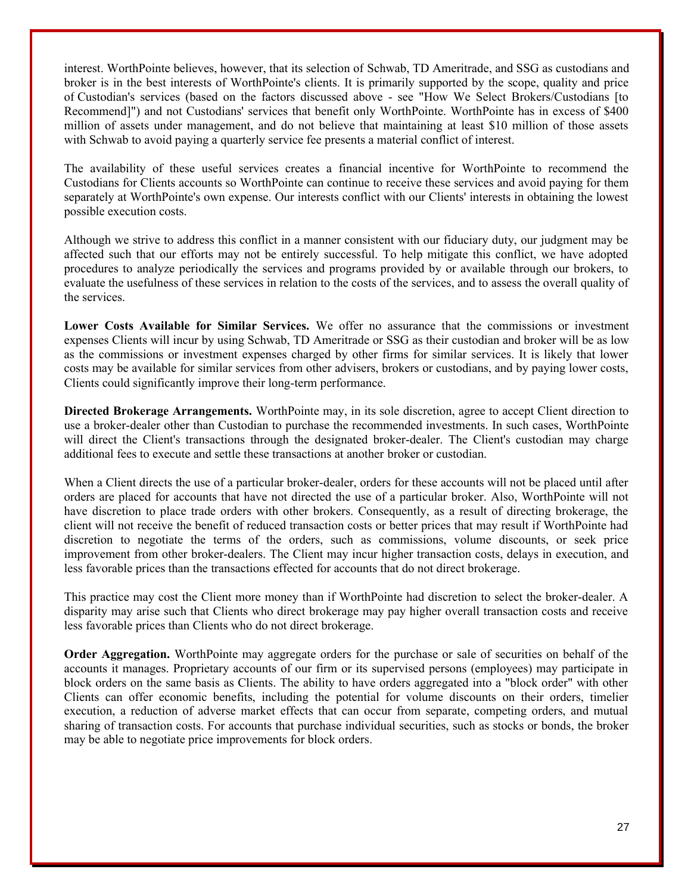interest. WorthPointe believes, however, that its selection of Schwab, TD Ameritrade, and SSG as custodians and broker is in the best interests of WorthPointe's clients. It is primarily supported by the scope, quality and price of Custodian's services (based on the factors discussed above - see "How We Select Brokers/Custodians [to Recommend]") and not Custodians' services that benefit only WorthPointe. WorthPointe has in excess of $400 million of assets under management, and do not believe that maintaining at least $10 million of those assets with Schwab to avoid paying a quarterly service fee presents a material conflict of interest.

The availability of these useful services creates a financial incentive for WorthPointe to recommend the Custodians for Clients accounts so WorthPointe can continue to receive these services and avoid paying for them separately at WorthPointe's own expense. Our interests conflict with our Clients' interests in obtaining the lowest possible execution costs.

Although we strive to address this conflict in a manner consistent with our fiduciary duty, our judgment may be affected such that our efforts may not be entirely successful. To help mitigate this conflict, we have adopted procedures to analyze periodically the services and programs provided by or available through our brokers, to evaluate the usefulness of these services in relation to the costs of the services, and to assess the overall quality of the services.

**Lower Costs Available for Similar Services.** We offer no assurance that the commissions or investment expenses Clients will incur by using Schwab, TD Ameritrade or SSG as their custodian and broker will be as low as the commissions or investment expenses charged by other firms for similar services. It is likely that lower costs may be available for similar services from other advisers, brokers or custodians, and by paying lower costs, Clients could significantly improve their long-term performance.

**Directed Brokerage Arrangements.** WorthPointe may, in its sole discretion, agree to accept Client direction to use a broker-dealer other than Custodian to purchase the recommended investments. In such cases, WorthPointe will direct the Client's transactions through the designated broker-dealer. The Client's custodian may charge additional fees to execute and settle these transactions at another broker or custodian.

When a Client directs the use of a particular broker-dealer, orders for these accounts will not be placed until after orders are placed for accounts that have not directed the use of a particular broker. Also, WorthPointe will not have discretion to place trade orders with other brokers. Consequently, as a result of directing brokerage, the client will not receive the benefit of reduced transaction costs or better prices that may result if WorthPointe had discretion to negotiate the terms of the orders, such as commissions, volume discounts, or seek price improvement from other broker-dealers. The Client may incur higher transaction costs, delays in execution, and less favorable prices than the transactions effected for accounts that do not direct brokerage.

This practice may cost the Client more money than if WorthPointe had discretion to select the broker-dealer. A disparity may arise such that Clients who direct brokerage may pay higher overall transaction costs and receive less favorable prices than Clients who do not direct brokerage.

**Order Aggregation.** WorthPointe may aggregate orders for the purchase or sale of securities on behalf of the accounts it manages. Proprietary accounts of our firm or its supervised persons (employees) may participate in block orders on the same basis as Clients. The ability to have orders aggregated into a "block order" with other Clients can offer economic benefits, including the potential for volume discounts on their orders, timelier execution, a reduction of adverse market effects that can occur from separate, competing orders, and mutual sharing of transaction costs. For accounts that purchase individual securities, such as stocks or bonds, the broker may be able to negotiate price improvements for block orders.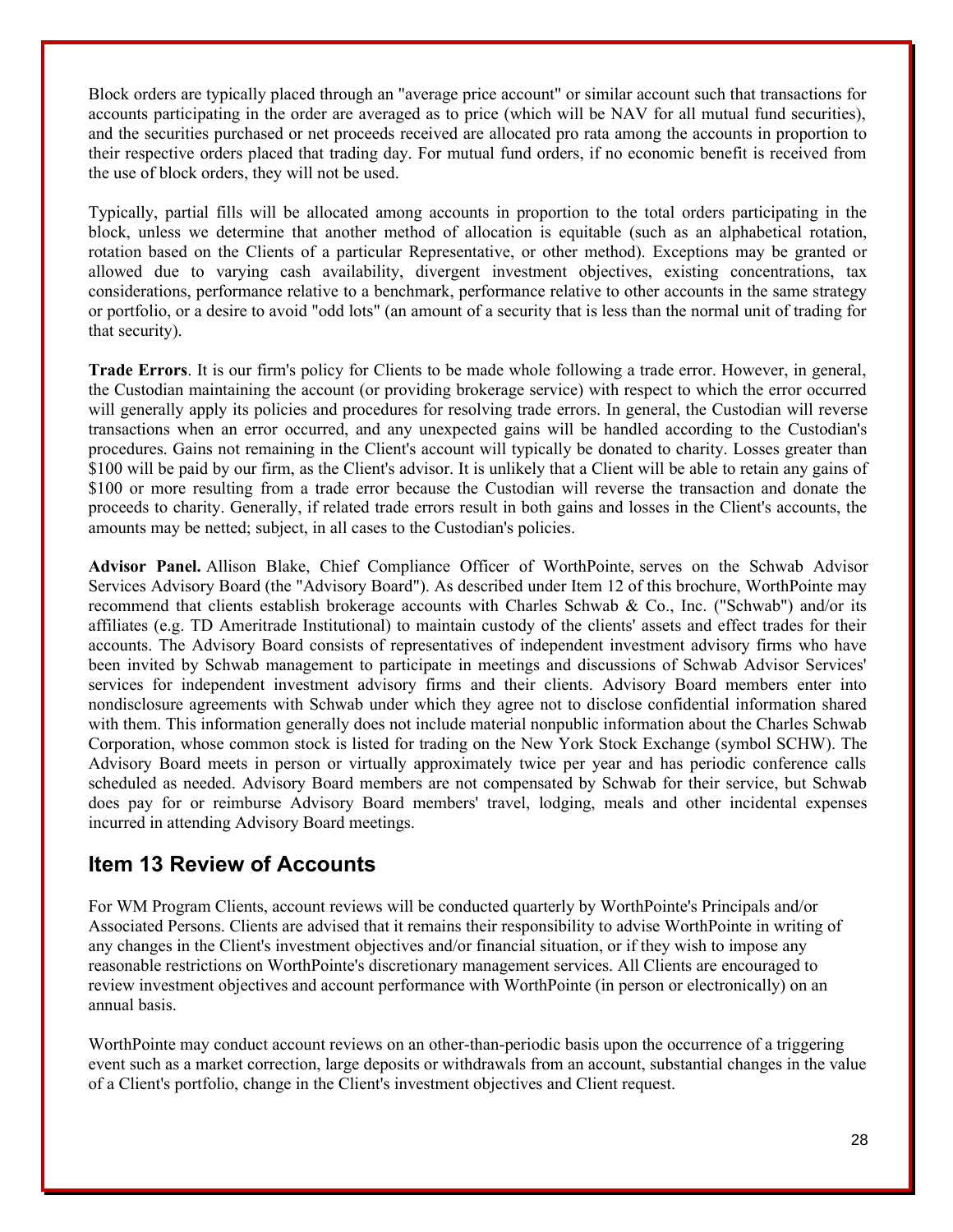Block orders are typically placed through an "average price account" or similar account such that transactions for accounts participating in the order are averaged as to price (which will be NAV for all mutual fund securities), and the securities purchased or net proceeds received are allocated pro rata among the accounts in proportion to their respective orders placed that trading day. For mutual fund orders, if no economic benefit is received from the use of block orders, they will not be used.

Typically, partial fills will be allocated among accounts in proportion to the total orders participating in the block, unless we determine that another method of allocation is equitable (such as an alphabetical rotation, rotation based on the Clients of a particular Representative, or other method). Exceptions may be granted or allowed due to varying cash availability, divergent investment objectives, existing concentrations, tax considerations, performance relative to a benchmark, performance relative to other accounts in the same strategy or portfolio, or a desire to avoid "odd lots" (an amount of a security that is less than the normal unit of trading for that security).

**Trade Errors**. It is our firm's policy for Clients to be made whole following a trade error. However, in general, the Custodian maintaining the account (or providing brokerage service) with respect to which the error occurred will generally apply its policies and procedures for resolving trade errors. In general, the Custodian will reverse transactions when an error occurred, and any unexpected gains will be handled according to the Custodian's procedures. Gains not remaining in the Client's account will typically be donated to charity. Losses greater than $100 will be paid by our firm, as the Client's advisor. It is unlikely that a Client will be able to retain any gains of $100 or more resulting from a trade error because the Custodian will reverse the transaction and donate the proceeds to charity. Generally, if related trade errors result in both gains and losses in the Client's accounts, the amounts may be netted; subject, in all cases to the Custodian's policies.

**Advisor Panel.** Allison Blake, Chief Compliance Officer of WorthPointe, serves on the Schwab Advisor Services Advisory Board (the "Advisory Board"). As described under Item 12 of this brochure, WorthPointe may recommend that clients establish brokerage accounts with Charles Schwab & Co., Inc. ("Schwab") and/or its affiliates (e.g. TD Ameritrade Institutional) to maintain custody of the clients' assets and effect trades for their accounts. The Advisory Board consists of representatives of independent investment advisory firms who have been invited by Schwab management to participate in meetings and discussions of Schwab Advisor Services' services for independent investment advisory firms and their clients. Advisory Board members enter into nondisclosure agreements with Schwab under which they agree not to disclose confidential information shared with them. This information generally does not include material nonpublic information about the Charles Schwab Corporation, whose common stock is listed for trading on the New York Stock Exchange (symbol SCHW). The Advisory Board meets in person or virtually approximately twice per year and has periodic conference calls scheduled as needed. Advisory Board members are not compensated by Schwab for their service, but Schwab does pay for or reimburse Advisory Board members' travel, lodging, meals and other incidental expenses incurred in attending Advisory Board meetings.

## Item 13 Review of Accounts

For WM Program Clients, account reviews will be conducted quarterly by WorthPointe's Principals and/or Associated Persons. Clients are advised that it remains their responsibility to advise WorthPointe in writing of any changes in the Client's investment objectives and/or financial situation, or if they wish to impose any reasonable restrictions on WorthPointe's discretionary management services. All Clients are encouraged to review investment objectives and account performance with WorthPointe (in person or electronically) on an annual basis.

WorthPointe may conduct account reviews on an other-than-periodic basis upon the occurrence of a triggering event such as a market correction, large deposits or withdrawals from an account, substantial changes in the value of a Client's portfolio, change in the Client's investment objectives and Client request.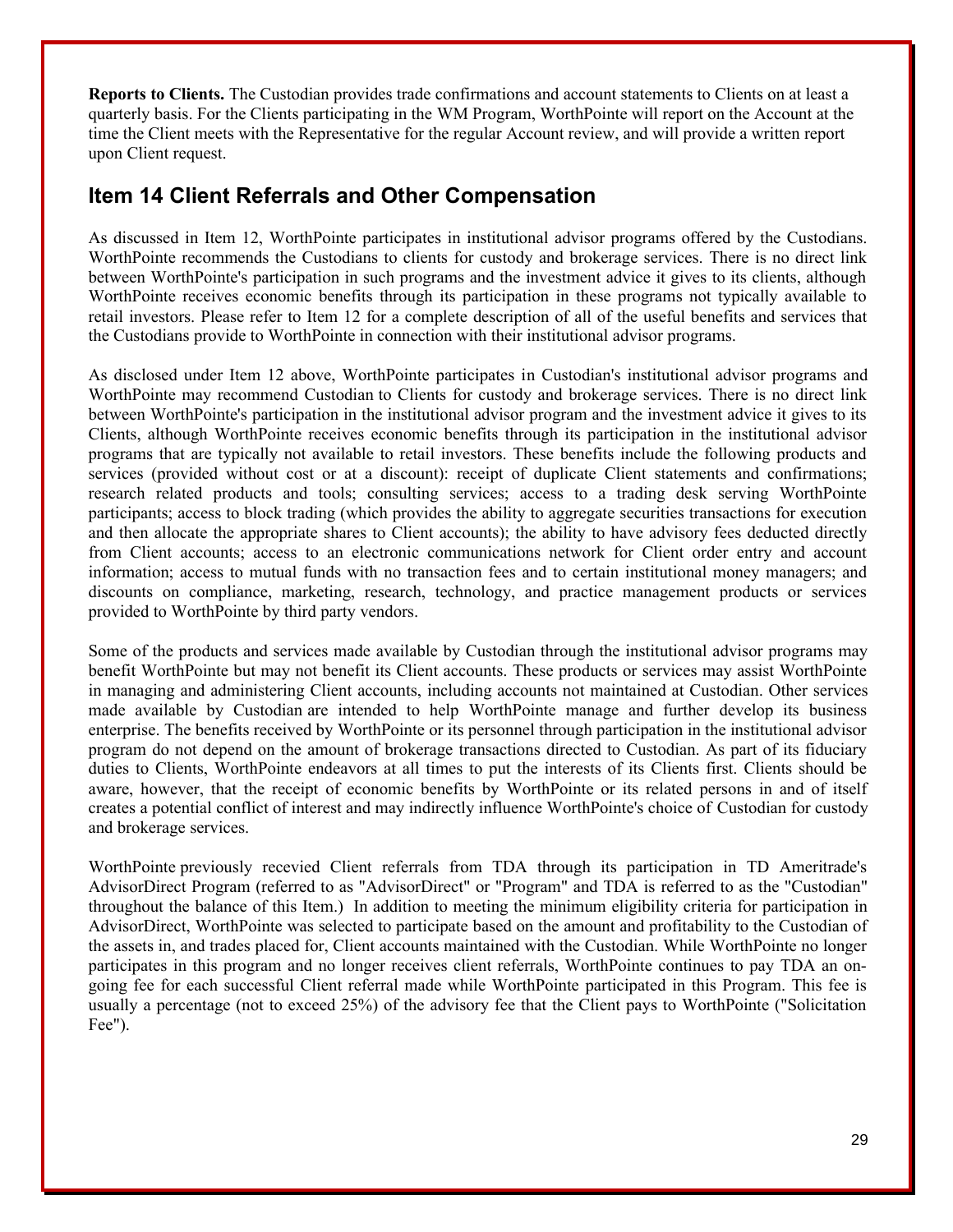**Reports to Clients.** The Custodian provides trade confirmations and account statements to Clients on at least a quarterly basis. For the Clients participating in the WM Program, WorthPointe will report on the Account at the time the Client meets with the Representative for the regular Account review, and will provide a written report upon Client request.

## Item 14 Client Referrals and Other Compensation

As discussed in Item 12, WorthPointe participates in institutional advisor programs offered by the Custodians. WorthPointe recommends the Custodians to clients for custody and brokerage services. There is no direct link between WorthPointe's participation in such programs and the investment advice it gives to its clients, although WorthPointe receives economic benefits through its participation in these programs not typically available to retail investors. Please refer to Item 12 for a complete description of all of the useful benefits and services that the Custodians provide to WorthPointe in connection with their institutional advisor programs.

As disclosed under Item 12 above, WorthPointe participates in Custodian's institutional advisor programs and WorthPointe may recommend Custodian to Clients for custody and brokerage services. There is no direct link between WorthPointe's participation in the institutional advisor program and the investment advice it gives to its Clients, although WorthPointe receives economic benefits through its participation in the institutional advisor programs that are typically not available to retail investors. These benefits include the following products and services (provided without cost or at a discount): receipt of duplicate Client statements and confirmations; research related products and tools; consulting services; access to a trading desk serving WorthPointe participants; access to block trading (which provides the ability to aggregate securities transactions for execution and then allocate the appropriate shares to Client accounts); the ability to have advisory fees deducted directly from Client accounts; access to an electronic communications network for Client order entry and account information; access to mutual funds with no transaction fees and to certain institutional money managers; and discounts on compliance, marketing, research, technology, and practice management products or services provided to WorthPointe by third party vendors.

Some of the products and services made available by Custodian through the institutional advisor programs may benefit WorthPointe but may not benefit its Client accounts. These products or services may assist WorthPointe in managing and administering Client accounts, including accounts not maintained at Custodian. Other services made available by Custodian are intended to help WorthPointe manage and further develop its business enterprise. The benefits received by WorthPointe or its personnel through participation in the institutional advisor program do not depend on the amount of brokerage transactions directed to Custodian. As part of its fiduciary duties to Clients, WorthPointe endeavors at all times to put the interests of its Clients first. Clients should be aware, however, that the receipt of economic benefits by WorthPointe or its related persons in and of itself creates a potential conflict of interest and may indirectly influence WorthPointe's choice of Custodian for custody and brokerage services.

WorthPointe previously recevied Client referrals from TDA through its participation in TD Ameritrade's AdvisorDirect Program (referred to as "AdvisorDirect" or "Program" and TDA is referred to as the "Custodian" throughout the balance of this Item.) In addition to meeting the minimum eligibility criteria for participation in AdvisorDirect, WorthPointe was selected to participate based on the amount and profitability to the Custodian of the assets in, and trades placed for, Client accounts maintained with the Custodian. While WorthPointe no longer participates in this program and no longer receives client referrals, WorthPointe continues to pay TDA an on-going fee for each successful Client referral made while WorthPointe participated in this Program. This fee is usually a percentage (not to exceed 25%) of the advisory fee that the Client pays to WorthPointe ("Solicitation Fee").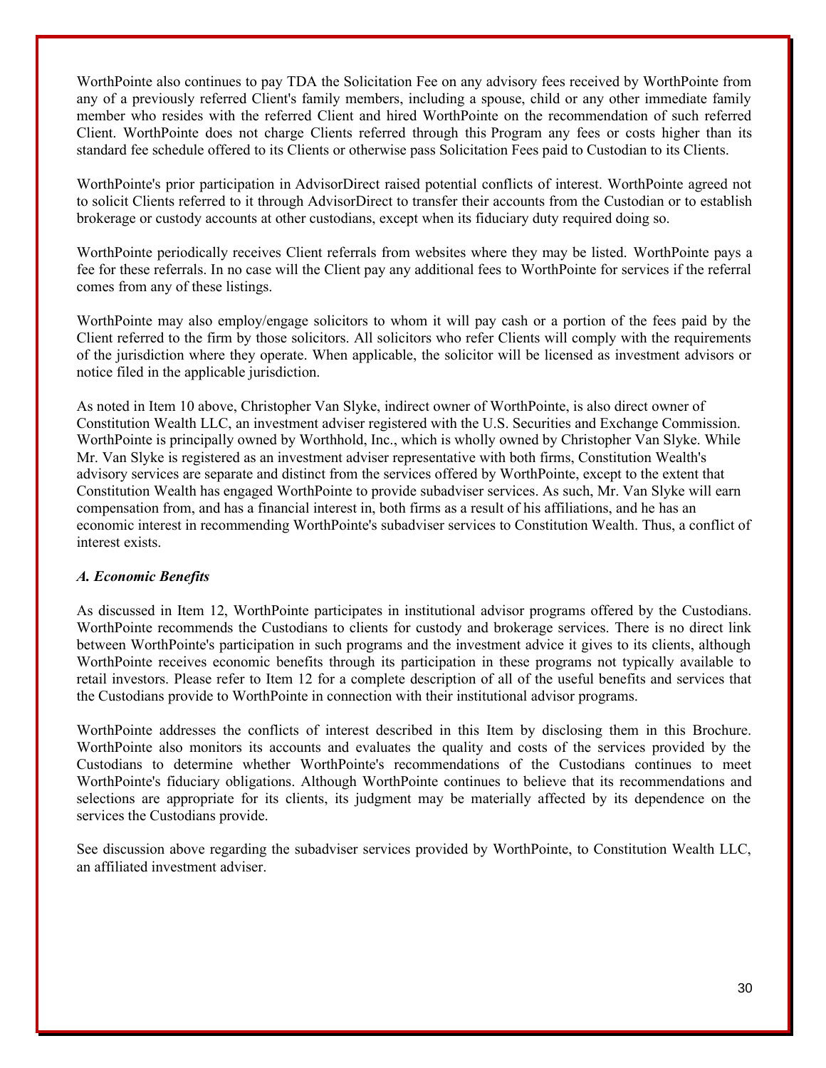WorthPointe also continues to pay TDA the Solicitation Fee on any advisory fees received by WorthPointe from any of a previously referred Client's family members, including a spouse, child or any other immediate family member who resides with the referred Client and hired WorthPointe on the recommendation of such referred Client. WorthPointe does not charge Clients referred through this Program any fees or costs higher than its standard fee schedule offered to its Clients or otherwise pass Solicitation Fees paid to Custodian to its Clients.

WorthPointe's prior participation in AdvisorDirect raised potential conflicts of interest. WorthPointe agreed not to solicit Clients referred to it through AdvisorDirect to transfer their accounts from the Custodian or to establish brokerage or custody accounts at other custodians, except when its fiduciary duty required doing so.

WorthPointe periodically receives Client referrals from websites where they may be listed. WorthPointe pays a fee for these referrals. In no case will the Client pay any additional fees to WorthPointe for services if the referral comes from any of these listings.

WorthPointe may also employ/engage solicitors to whom it will pay cash or a portion of the fees paid by the Client referred to the firm by those solicitors. All solicitors who refer Clients will comply with the requirements of the jurisdiction where they operate. When applicable, the solicitor will be licensed as investment advisors or notice filed in the applicable jurisdiction.

As noted in Item 10 above, Christopher Van Slyke, indirect owner of WorthPointe, is also direct owner of Constitution Wealth LLC, an investment adviser registered with the U.S. Securities and Exchange Commission. WorthPointe is principally owned by Worthhold, Inc., which is wholly owned by Christopher Van Slyke. While Mr. Van Slyke is registered as an investment adviser representative with both firms, Constitution Wealth's advisory services are separate and distinct from the services offered by WorthPointe, except to the extent that Constitution Wealth has engaged WorthPointe to provide subadviser services. As such, Mr. Van Slyke will earn compensation from, and has a financial interest in, both firms as a result of his affiliations, and he has an economic interest in recommending WorthPointe's subadviser services to Constitution Wealth. Thus, a conflict of interest exists.

***A. Economic Benefits***

As discussed in Item 12, WorthPointe participates in institutional advisor programs offered by the Custodians. WorthPointe recommends the Custodians to clients for custody and brokerage services. There is no direct link between WorthPointe's participation in such programs and the investment advice it gives to its clients, although WorthPointe receives economic benefits through its participation in these programs not typically available to retail investors. Please refer to Item 12 for a complete description of all of the useful benefits and services that the Custodians provide to WorthPointe in connection with their institutional advisor programs.

WorthPointe addresses the conflicts of interest described in this Item by disclosing them in this Brochure. WorthPointe also monitors its accounts and evaluates the quality and costs of the services provided by the Custodians to determine whether WorthPointe's recommendations of the Custodians continues to meet WorthPointe's fiduciary obligations. Although WorthPointe continues to believe that its recommendations and selections are appropriate for its clients, its judgment may be materially affected by its dependence on the services the Custodians provide.

See discussion above regarding the subadviser services provided by WorthPointe, to Constitution Wealth LLC, an affiliated investment adviser.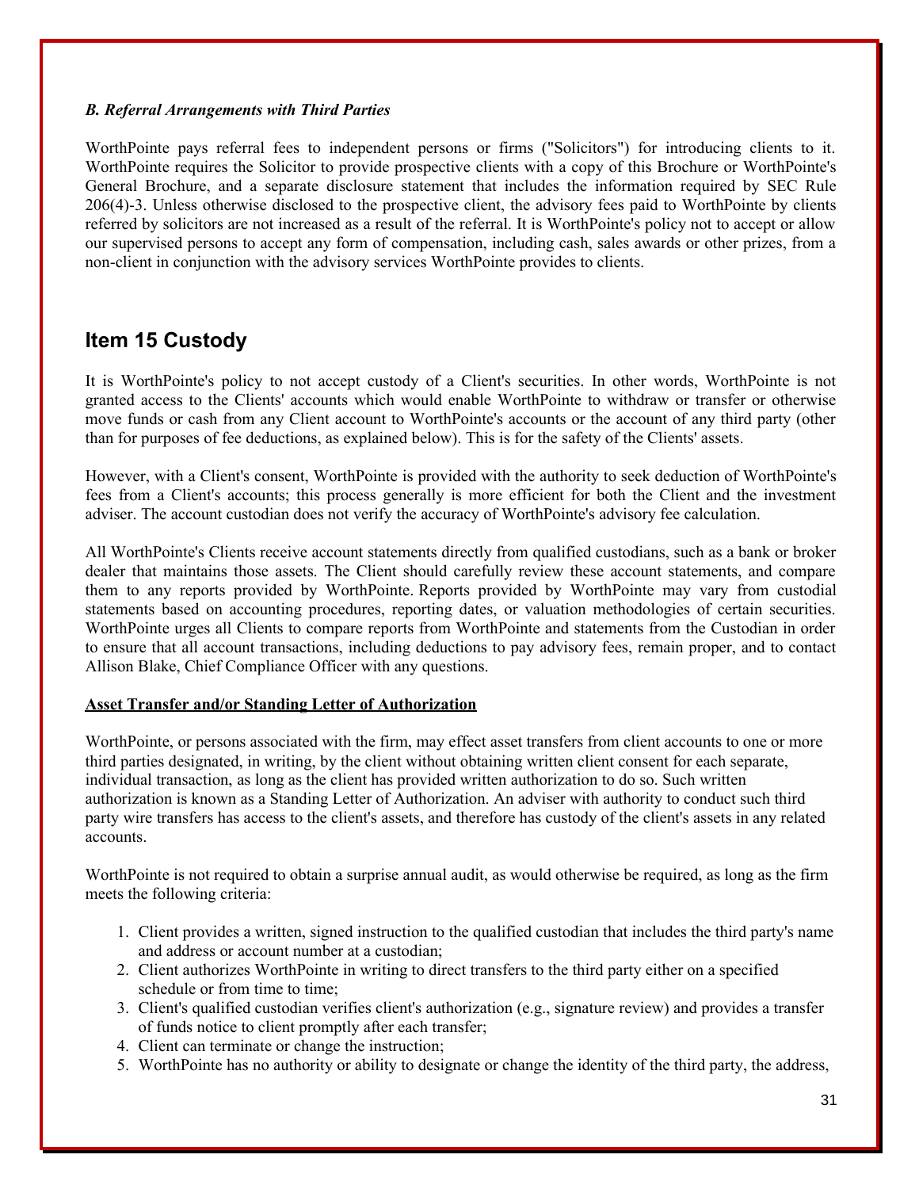***B. Referral Arrangements with Third Parties***

WorthPointe pays referral fees to independent persons or firms ("Solicitors") for introducing clients to it. WorthPointe requires the Solicitor to provide prospective clients with a copy of this Brochure or WorthPointe's General Brochure, and a separate disclosure statement that includes the information required by SEC Rule 206(4)-3. Unless otherwise disclosed to the prospective client, the advisory fees paid to WorthPointe by clients referred by solicitors are not increased as a result of the referral. It is WorthPointe's policy not to accept or allow our supervised persons to accept any form of compensation, including cash, sales awards or other prizes, from a non-client in conjunction with the advisory services WorthPointe provides to clients.

## Item 15 Custody

It is WorthPointe's policy to not accept custody of a Client's securities. In other words, WorthPointe is not granted access to the Clients' accounts which would enable WorthPointe to withdraw or transfer or otherwise move funds or cash from any Client account to WorthPointe's accounts or the account of any third party (other than for purposes of fee deductions, as explained below). This is for the safety of the Clients' assets.

However, with a Client's consent, WorthPointe is provided with the authority to seek deduction of WorthPointe's fees from a Client's accounts; this process generally is more efficient for both the Client and the investment adviser. The account custodian does not verify the accuracy of WorthPointe's advisory fee calculation.

All WorthPointe's Clients receive account statements directly from qualified custodians, such as a bank or broker dealer that maintains those assets. The Client should carefully review these account statements, and compare them to any reports provided by WorthPointe. Reports provided by WorthPointe may vary from custodial statements based on accounting procedures, reporting dates, or valuation methodologies of certain securities. WorthPointe urges all Clients to compare reports from WorthPointe and statements from the Custodian in order to ensure that all account transactions, including deductions to pay advisory fees, remain proper, and to contact Allison Blake, Chief Compliance Officer with any questions.

**Asset Transfer and/or Standing Letter of Authorization**

WorthPointe, or persons associated with the firm, may effect asset transfers from client accounts to one or more third parties designated, in writing, by the client without obtaining written client consent for each separate, individual transaction, as long as the client has provided written authorization to do so. Such written authorization is known as a Standing Letter of Authorization. An adviser with authority to conduct such third party wire transfers has access to the client's assets, and therefore has custody of the client's assets in any related accounts.

WorthPointe is not required to obtain a surprise annual audit, as would otherwise be required, as long as the firm meets the following criteria:

1. Client provides a written, signed instruction to the qualified custodian that includes the third party's name and address or account number at a custodian;
2. Client authorizes WorthPointe in writing to direct transfers to the third party either on a specified schedule or from time to time;
3. Client's qualified custodian verifies client's authorization (e.g., signature review) and provides a transfer of funds notice to client promptly after each transfer;
4. Client can terminate or change the instruction;
5. WorthPointe has no authority or ability to designate or change the identity of the third party, the address,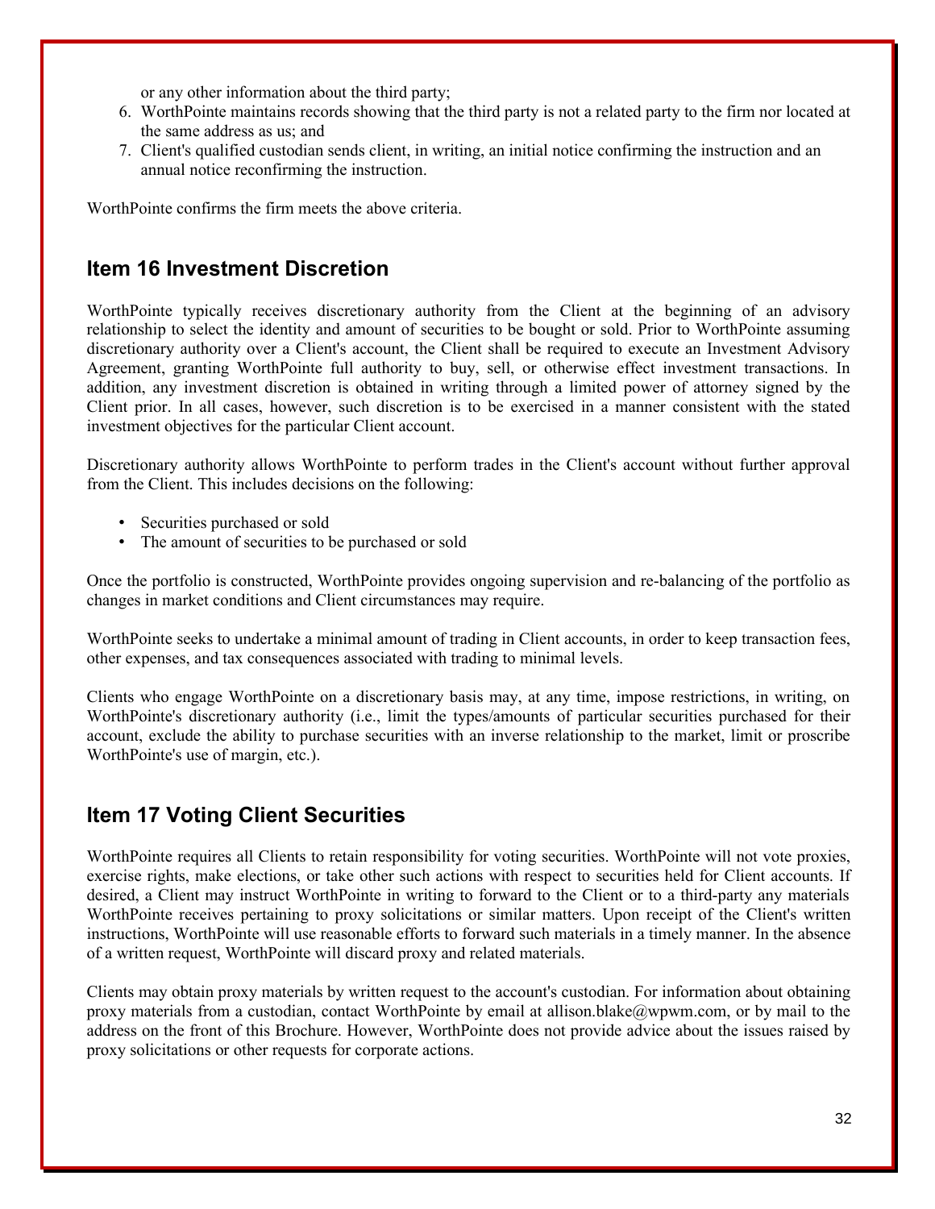or any other information about the third party;

6. WorthPointe maintains records showing that the third party is not a related party to the firm nor located at the same address as us; and
7. Client's qualified custodian sends client, in writing, an initial notice confirming the instruction and an annual notice reconfirming the instruction.

WorthPointe confirms the firm meets the above criteria.

## Item 16 Investment Discretion

WorthPointe typically receives discretionary authority from the Client at the beginning of an advisory relationship to select the identity and amount of securities to be bought or sold. Prior to WorthPointe assuming discretionary authority over a Client's account, the Client shall be required to execute an Investment Advisory Agreement, granting WorthPointe full authority to buy, sell, or otherwise effect investment transactions. In addition, any investment discretion is obtained in writing through a limited power of attorney signed by the Client prior. In all cases, however, such discretion is to be exercised in a manner consistent with the stated investment objectives for the particular Client account.

Discretionary authority allows WorthPointe to perform trades in the Client's account without further approval from the Client. This includes decisions on the following:

- Securities purchased or sold
- The amount of securities to be purchased or sold

Once the portfolio is constructed, WorthPointe provides ongoing supervision and re-balancing of the portfolio as changes in market conditions and Client circumstances may require.

WorthPointe seeks to undertake a minimal amount of trading in Client accounts, in order to keep transaction fees, other expenses, and tax consequences associated with trading to minimal levels.

Clients who engage WorthPointe on a discretionary basis may, at any time, impose restrictions, in writing, on WorthPointe's discretionary authority (i.e., limit the types/amounts of particular securities purchased for their account, exclude the ability to purchase securities with an inverse relationship to the market, limit or proscribe WorthPointe's use of margin, etc.).

## Item 17 Voting Client Securities

WorthPointe requires all Clients to retain responsibility for voting securities. WorthPointe will not vote proxies, exercise rights, make elections, or take other such actions with respect to securities held for Client accounts. If desired, a Client may instruct WorthPointe in writing to forward to the Client or to a third-party any materials WorthPointe receives pertaining to proxy solicitations or similar matters. Upon receipt of the Client's written instructions, WorthPointe will use reasonable efforts to forward such materials in a timely manner. In the absence of a written request, WorthPointe will discard proxy and related materials.

Clients may obtain proxy materials by written request to the account's custodian. For information about obtaining proxy materials from a custodian, contact WorthPointe by email at allison.blake@wpwm.com, or by mail to the address on the front of this Brochure. However, WorthPointe does not provide advice about the issues raised by proxy solicitations or other requests for corporate actions.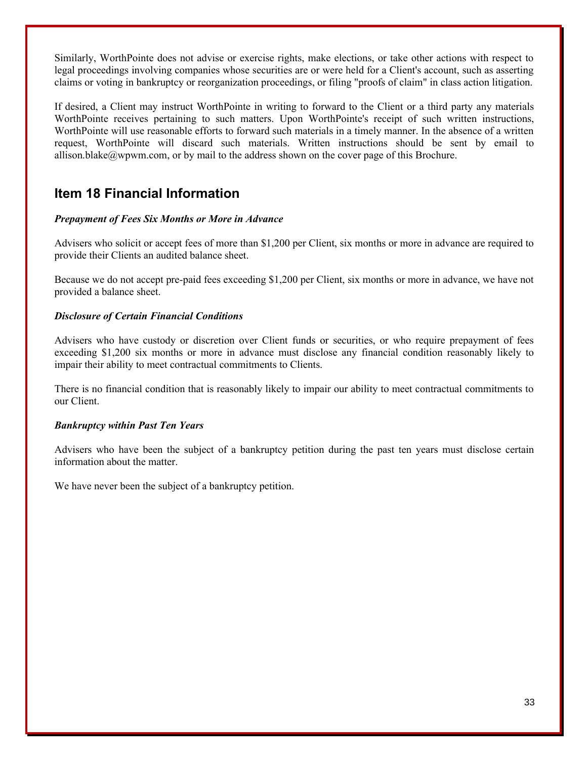Similarly, WorthPointe does not advise or exercise rights, make elections, or take other actions with respect to legal proceedings involving companies whose securities are or were held for a Client's account, such as asserting claims or voting in bankruptcy or reorganization proceedings, or filing "proofs of claim" in class action litigation.

If desired, a Client may instruct WorthPointe in writing to forward to the Client or a third party any materials WorthPointe receives pertaining to such matters. Upon WorthPointe's receipt of such written instructions, WorthPointe will use reasonable efforts to forward such materials in a timely manner. In the absence of a written request, WorthPointe will discard such materials. Written instructions should be sent by email to allison.blake@wpwm.com, or by mail to the address shown on the cover page of this Brochure.

## Item 18 Financial Information

***Prepayment of Fees Six Months or More in Advance***

Advisers who solicit or accept fees of more than $1,200 per Client, six months or more in advance are required to provide their Clients an audited balance sheet.

Because we do not accept pre-paid fees exceeding $1,200 per Client, six months or more in advance, we have not provided a balance sheet.

***Disclosure of Certain Financial Conditions***

Advisers who have custody or discretion over Client funds or securities, or who require prepayment of fees exceeding $1,200 six months or more in advance must disclose any financial condition reasonably likely to impair their ability to meet contractual commitments to Clients.

There is no financial condition that is reasonably likely to impair our ability to meet contractual commitments to our Client.

***Bankruptcy within Past Ten Years***

Advisers who have been the subject of a bankruptcy petition during the past ten years must disclose certain information about the matter.

We have never been the subject of a bankruptcy petition.